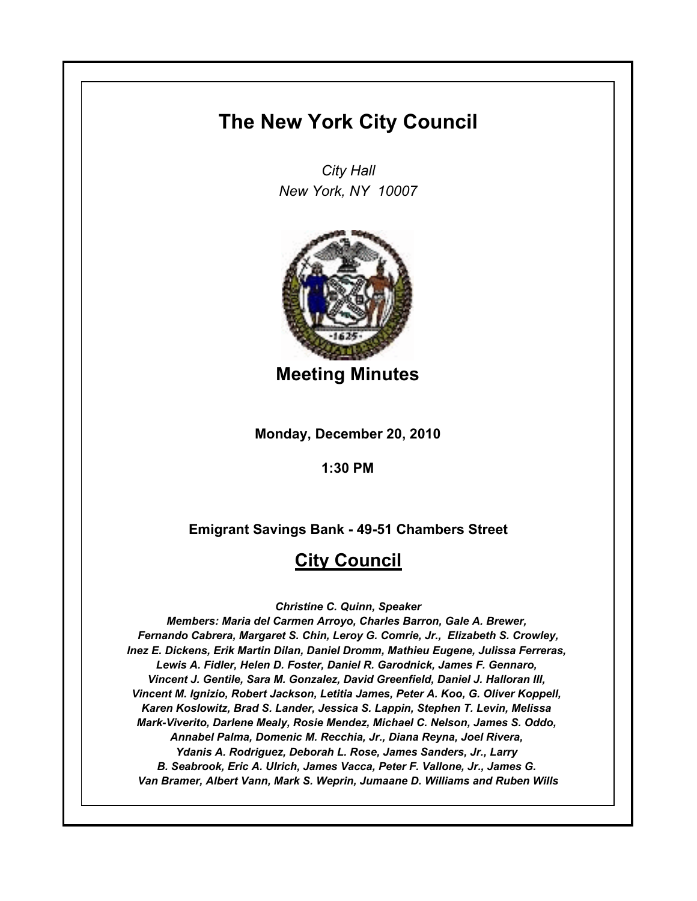# The New York City Council

*City Hall*
*New York, NY 10007*

## Meeting Minutes

**Monday, December 20, 2010**

**1:30 PM**

**Emigrant Savings Bank - 49-51 Chambers Street**

## City Council

*Christine C. Quinn, Speaker*
*Members: Maria del Carmen Arroyo, Charles Barron, Gale A. Brewer, Fernando Cabrera, Margaret S. Chin, Leroy G. Comrie, Jr., Elizabeth S. Crowley, Inez E. Dickens, Erik Martin Dilan, Daniel Dromm, Mathieu Eugene, Julissa Ferreras, Lewis A. Fidler, Helen D. Foster, Daniel R. Garodnick, James F. Gennaro, Vincent J. Gentile, Sara M. Gonzalez, David Greenfield, Daniel J. Halloran III, Vincent M. Ignizio, Robert Jackson, Letitia James, Peter A. Koo, G. Oliver Koppell, Karen Koslowitz, Brad S. Lander, Jessica S. Lappin, Stephen T. Levin, Melissa Mark-Viverito, Darlene Mealy, Rosie Mendez, Michael C. Nelson, James S. Oddo, Annabel Palma, Domenic M. Recchia, Jr., Diana Reyna, Joel Rivera, Ydanis A. Rodriguez, Deborah L. Rose, James Sanders, Jr., Larry B. Seabrook, Eric A. Ulrich, James Vacca, Peter F. Vallone, Jr., James G. Van Bramer, Albert Vann, Mark S. Weprin, Jumaane D. Williams and Ruben Wills*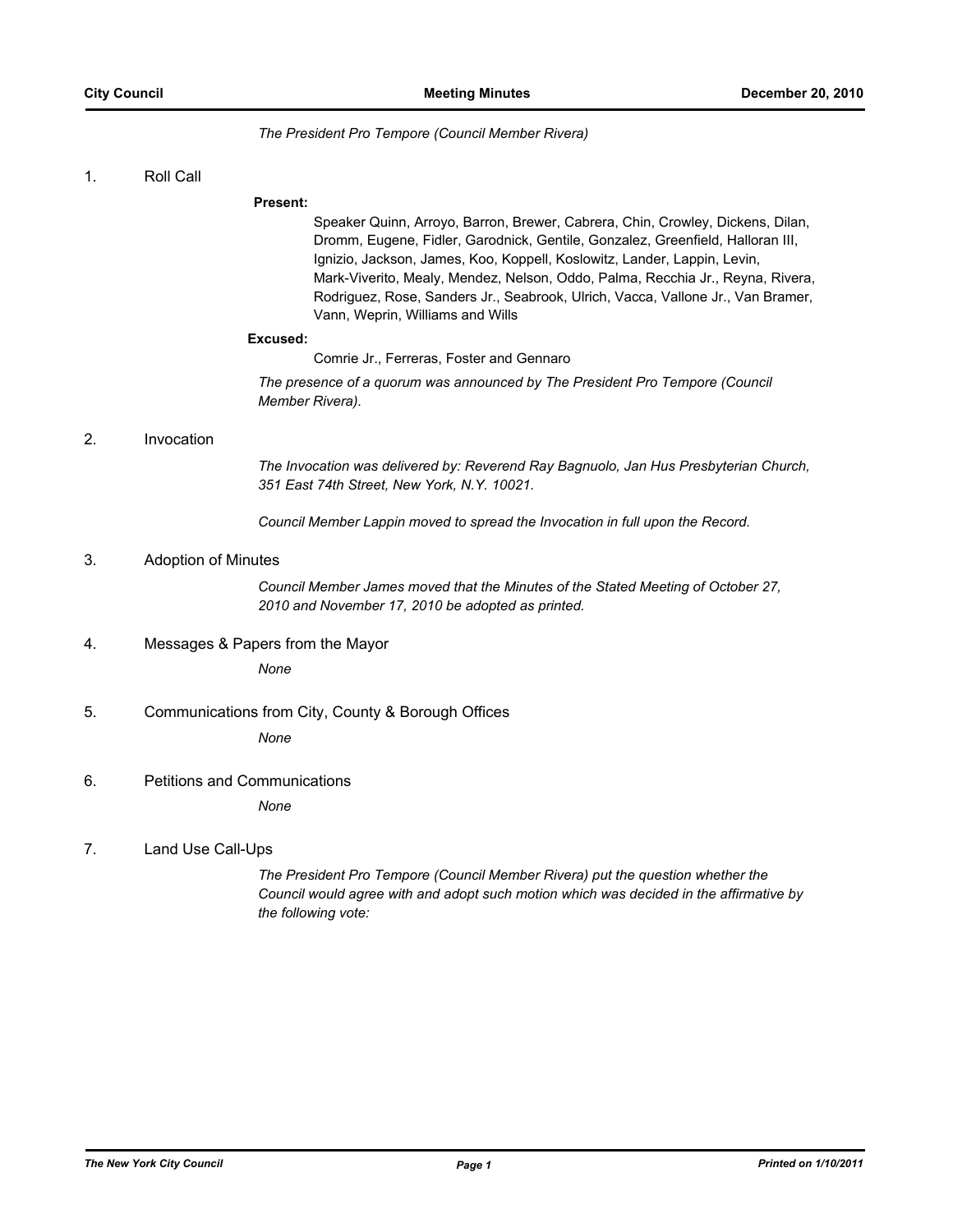*The President Pro Tempore (Council Member Rivera)*

1. Roll Call

**Present:**

Speaker Quinn, Arroyo, Barron, Brewer, Cabrera, Chin, Crowley, Dickens, Dilan, Dromm, Eugene, Fidler, Garodnick, Gentile, Gonzalez, Greenfield, Halloran III, Ignizio, Jackson, James, Koo, Koppell, Koslowitz, Lander, Lappin, Levin, Mark-Viverito, Mealy, Mendez, Nelson, Oddo, Palma, Recchia Jr., Reyna, Rivera, Rodriguez, Rose, Sanders Jr., Seabrook, Ulrich, Vacca, Vallone Jr., Van Bramer, Vann, Weprin, Williams and Wills

**Excused:**

Comrie Jr., Ferreras, Foster and Gennaro

*The presence of a quorum was announced by The President Pro Tempore (Council Member Rivera).*

2. Invocation

*The Invocation was delivered by: Reverend Ray Bagnuolo, Jan Hus Presbyterian Church, 351 East 74th Street, New York, N.Y. 10021.*

*Council Member Lappin moved to spread the Invocation in full upon the Record.*

3. Adoption of Minutes

*Council Member James moved that the Minutes of the Stated Meeting of October 27, 2010 and November 17, 2010 be adopted as printed.*

4. Messages & Papers from the Mayor

*None*

5. Communications from City, County & Borough Offices

*None*

6. Petitions and Communications

*None*

7. Land Use Call-Ups

*The President Pro Tempore (Council Member Rivera) put the question whether the Council would agree with and adopt such motion which was decided in the affirmative by the following vote:*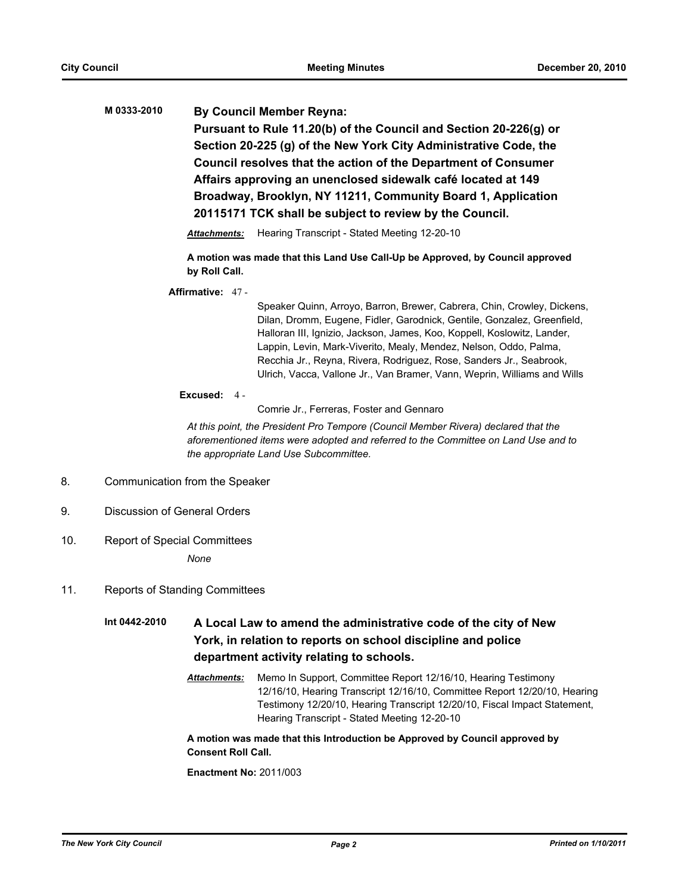**M 0333-2010** **By Council Member Reyna:**

**Pursuant to Rule 11.20(b) of the Council and Section 20-226(g) or Section 20-225 (g) of the New York City Administrative Code, the Council resolves that the action of the Department of Consumer Affairs approving an unenclosed sidewalk café located at 149 Broadway, Brooklyn, NY 11211, Community Board 1, Application 20115171 TCK shall be subject to review by the Council.**

***Attachments:*** Hearing Transcript - Stated Meeting 12-20-10

**A motion was made that this Land Use Call-Up be Approved, by Council approved by Roll Call.**

**Affirmative:** 47 - Speaker Quinn, Arroyo, Barron, Brewer, Cabrera, Chin, Crowley, Dickens, Dilan, Dromm, Eugene, Fidler, Garodnick, Gentile, Gonzalez, Greenfield, Halloran III, Ignizio, Jackson, James, Koo, Koppell, Koslowitz, Lander, Lappin, Levin, Mark-Viverito, Mealy, Mendez, Nelson, Oddo, Palma, Recchia Jr., Reyna, Rivera, Rodriguez, Rose, Sanders Jr., Seabrook, Ulrich, Vacca, Vallone Jr., Van Bramer, Vann, Weprin, Williams and Wills

**Excused:** 4 - Comrie Jr., Ferreras, Foster and Gennaro

*At this point, the President Pro Tempore (Council Member Rivera) declared that the aforementioned items were adopted and referred to the Committee on Land Use and to the appropriate Land Use Subcommittee.*

8. Communication from the Speaker

9. Discussion of General Orders

10. Report of Special Committees

    *None*

11. Reports of Standing Committees

**Int 0442-2010** **A Local Law to amend the administrative code of the city of New York, in relation to reports on school discipline and police department activity relating to schools.**

***Attachments:*** Memo In Support, Committee Report 12/16/10, Hearing Testimony 12/16/10, Hearing Transcript 12/16/10, Committee Report 12/20/10, Hearing Testimony 12/20/10, Hearing Transcript 12/20/10, Fiscal Impact Statement, Hearing Transcript - Stated Meeting 12-20-10

**A motion was made that this Introduction be Approved by Council approved by Consent Roll Call.**

**Enactment No:** 2011/003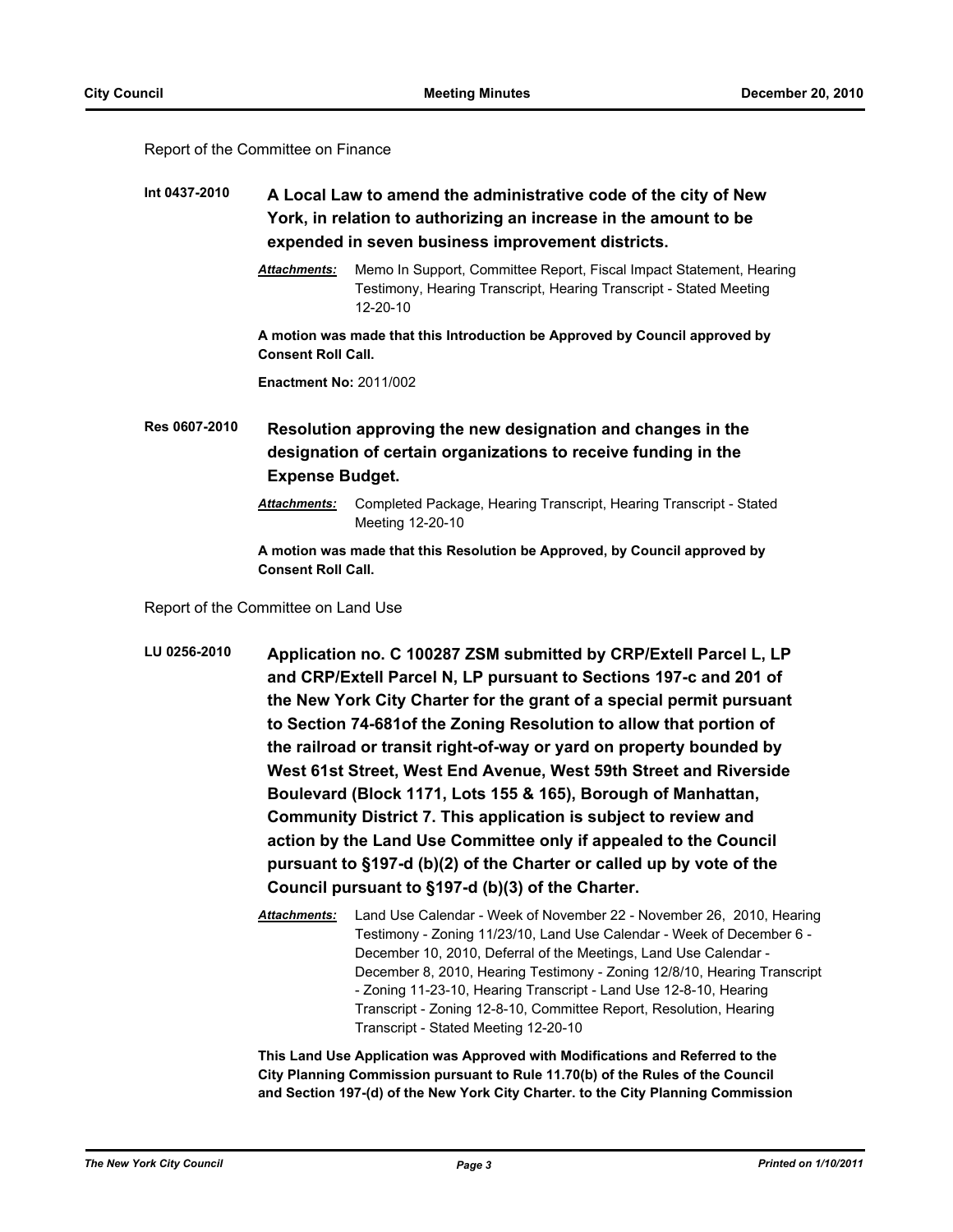Report of the Committee on Finance

**Int 0437-2010** **A Local Law to amend the administrative code of the city of New York, in relation to authorizing an increase in the amount to be expended in seven business improvement districts.**

***Attachments:*** Memo In Support, Committee Report, Fiscal Impact Statement, Hearing Testimony, Hearing Transcript, Hearing Transcript - Stated Meeting 12-20-10

**A motion was made that this Introduction be Approved by Council approved by Consent Roll Call.**

**Enactment No:** 2011/002

**Res 0607-2010** **Resolution approving the new designation and changes in the designation of certain organizations to receive funding in the Expense Budget.**

***Attachments:*** Completed Package, Hearing Transcript, Hearing Transcript - Stated Meeting 12-20-10

**A motion was made that this Resolution be Approved, by Council approved by Consent Roll Call.**

Report of the Committee on Land Use

**LU 0256-2010** **Application no. C 100287 ZSM submitted by CRP/Extell Parcel L, LP and CRP/Extell Parcel N, LP pursuant to Sections 197-c and 201 of the New York City Charter for the grant of a special permit pursuant to Section 74-681of the Zoning Resolution to allow that portion of the railroad or transit right-of-way or yard on property bounded by West 61st Street, West End Avenue, West 59th Street and Riverside Boulevard (Block 1171, Lots 155 & 165), Borough of Manhattan, Community District 7. This application is subject to review and action by the Land Use Committee only if appealed to the Council pursuant to §197-d (b)(2) of the Charter or called up by vote of the Council pursuant to §197-d (b)(3) of the Charter.**

***Attachments:*** Land Use Calendar - Week of November 22 - November 26, 2010, Hearing Testimony - Zoning 11/23/10, Land Use Calendar - Week of December 6 - December 10, 2010, Deferral of the Meetings, Land Use Calendar - December 8, 2010, Hearing Testimony - Zoning 12/8/10, Hearing Transcript - Zoning 11-23-10, Hearing Transcript - Land Use 12-8-10, Hearing Transcript - Zoning 12-8-10, Committee Report, Resolution, Hearing Transcript - Stated Meeting 12-20-10

**This Land Use Application was Approved with Modifications and Referred to the City Planning Commission pursuant to Rule 11.70(b) of the Rules of the Council and Section 197-(d) of the New York City Charter. to the City Planning Commission**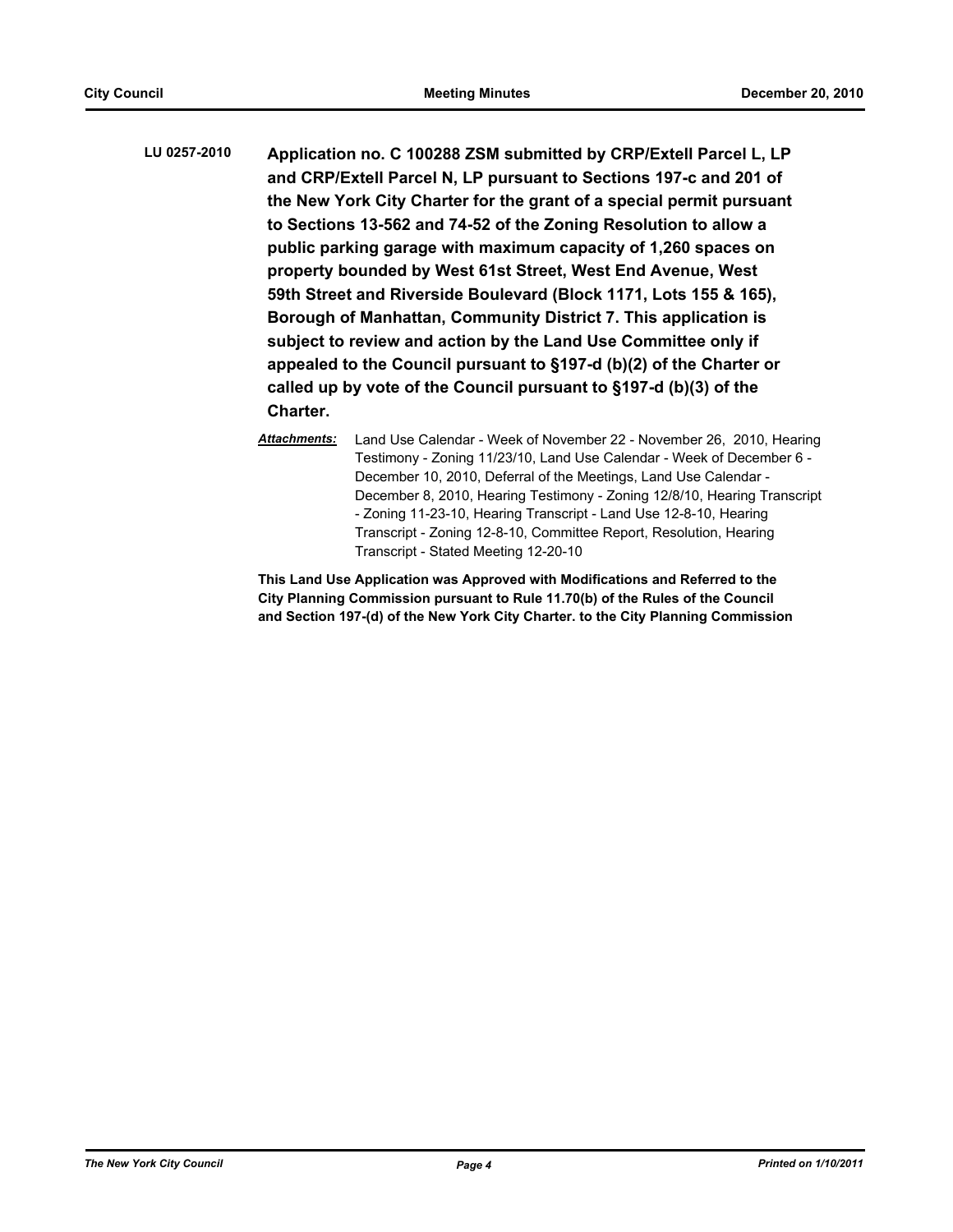**LU 0257-2010** **Application no. C 100288 ZSM submitted by CRP/Extell Parcel L, LP and CRP/Extell Parcel N, LP pursuant to Sections 197-c and 201 of the New York City Charter for the grant of a special permit pursuant to Sections 13-562 and 74-52 of the Zoning Resolution to allow a public parking garage with maximum capacity of 1,260 spaces on property bounded by West 61st Street, West End Avenue, West 59th Street and Riverside Boulevard (Block 1171, Lots 155 & 165), Borough of Manhattan, Community District 7. This application is subject to review and action by the Land Use Committee only if appealed to the Council pursuant to §197-d (b)(2) of the Charter or called up by vote of the Council pursuant to §197-d (b)(3) of the Charter.**

***Attachments:*** Land Use Calendar - Week of November 22 - November 26, 2010, Hearing Testimony - Zoning 11/23/10, Land Use Calendar - Week of December 6 - December 10, 2010, Deferral of the Meetings, Land Use Calendar - December 8, 2010, Hearing Testimony - Zoning 12/8/10, Hearing Transcript - Zoning 11-23-10, Hearing Transcript - Land Use 12-8-10, Hearing Transcript - Zoning 12-8-10, Committee Report, Resolution, Hearing Transcript - Stated Meeting 12-20-10

**This Land Use Application was Approved with Modifications and Referred to the City Planning Commission pursuant to Rule 11.70(b) of the Rules of the Council and Section 197-(d) of the New York City Charter. to the City Planning Commission**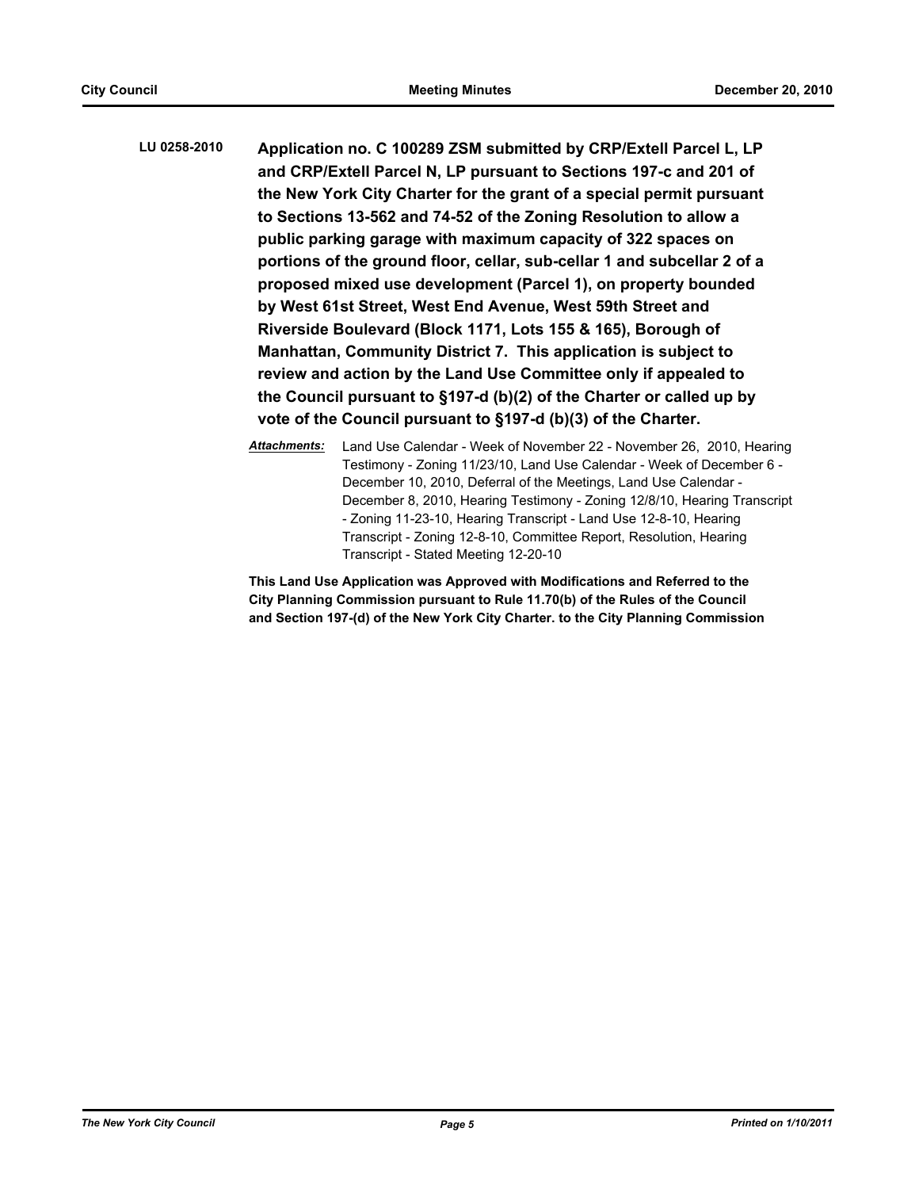**LU 0258-2010** **Application no. C 100289 ZSM submitted by CRP/Extell Parcel L, LP and CRP/Extell Parcel N, LP pursuant to Sections 197-c and 201 of the New York City Charter for the grant of a special permit pursuant to Sections 13-562 and 74-52 of the Zoning Resolution to allow a public parking garage with maximum capacity of 322 spaces on portions of the ground floor, cellar, sub-cellar 1 and subcellar 2 of a proposed mixed use development (Parcel 1), on property bounded by West 61st Street, West End Avenue, West 59th Street and Riverside Boulevard (Block 1171, Lots 155 & 165), Borough of Manhattan, Community District 7. This application is subject to review and action by the Land Use Committee only if appealed to the Council pursuant to §197-d (b)(2) of the Charter or called up by vote of the Council pursuant to §197-d (b)(3) of the Charter.**

***Attachments:*** Land Use Calendar - Week of November 22 - November 26, 2010, Hearing Testimony - Zoning 11/23/10, Land Use Calendar - Week of December 6 - December 10, 2010, Deferral of the Meetings, Land Use Calendar - December 8, 2010, Hearing Testimony - Zoning 12/8/10, Hearing Transcript - Zoning 11-23-10, Hearing Transcript - Land Use 12-8-10, Hearing Transcript - Zoning 12-8-10, Committee Report, Resolution, Hearing Transcript - Stated Meeting 12-20-10

**This Land Use Application was Approved with Modifications and Referred to the City Planning Commission pursuant to Rule 11.70(b) of the Rules of the Council and Section 197-(d) of the New York City Charter. to the City Planning Commission**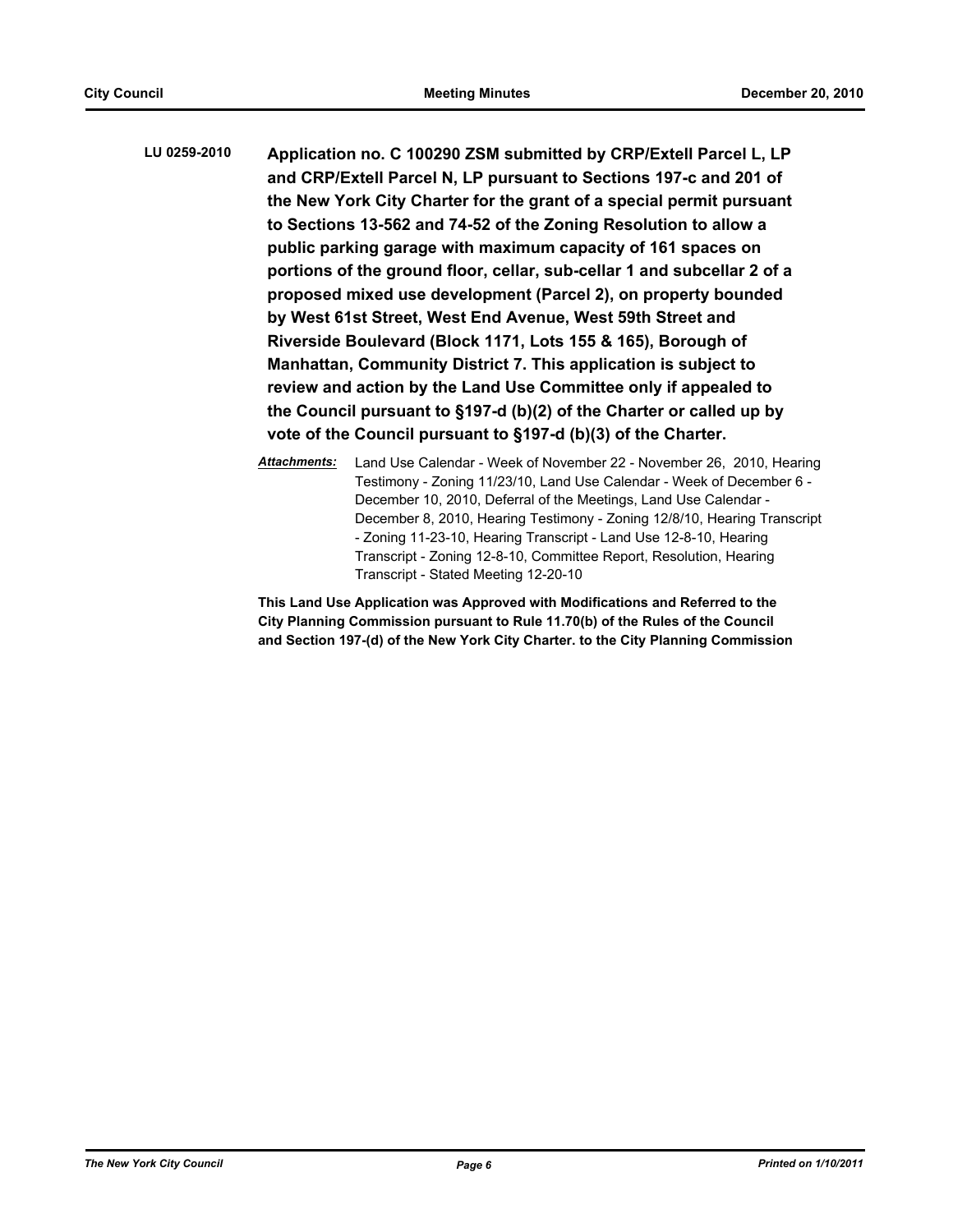**LU 0259-2010** **Application no. C 100290 ZSM submitted by CRP/Extell Parcel L, LP and CRP/Extell Parcel N, LP pursuant to Sections 197-c and 201 of the New York City Charter for the grant of a special permit pursuant to Sections 13-562 and 74-52 of the Zoning Resolution to allow a public parking garage with maximum capacity of 161 spaces on portions of the ground floor, cellar, sub-cellar 1 and subcellar 2 of a proposed mixed use development (Parcel 2), on property bounded by West 61st Street, West End Avenue, West 59th Street and Riverside Boulevard (Block 1171, Lots 155 & 165), Borough of Manhattan, Community District 7. This application is subject to review and action by the Land Use Committee only if appealed to the Council pursuant to §197-d (b)(2) of the Charter or called up by vote of the Council pursuant to §197-d (b)(3) of the Charter.**

***Attachments:*** Land Use Calendar - Week of November 22 - November 26, 2010, Hearing Testimony - Zoning 11/23/10, Land Use Calendar - Week of December 6 - December 10, 2010, Deferral of the Meetings, Land Use Calendar - December 8, 2010, Hearing Testimony - Zoning 12/8/10, Hearing Transcript - Zoning 11-23-10, Hearing Transcript - Land Use 12-8-10, Hearing Transcript - Zoning 12-8-10, Committee Report, Resolution, Hearing Transcript - Stated Meeting 12-20-10

**This Land Use Application was Approved with Modifications and Referred to the City Planning Commission pursuant to Rule 11.70(b) of the Rules of the Council and Section 197-(d) of the New York City Charter. to the City Planning Commission**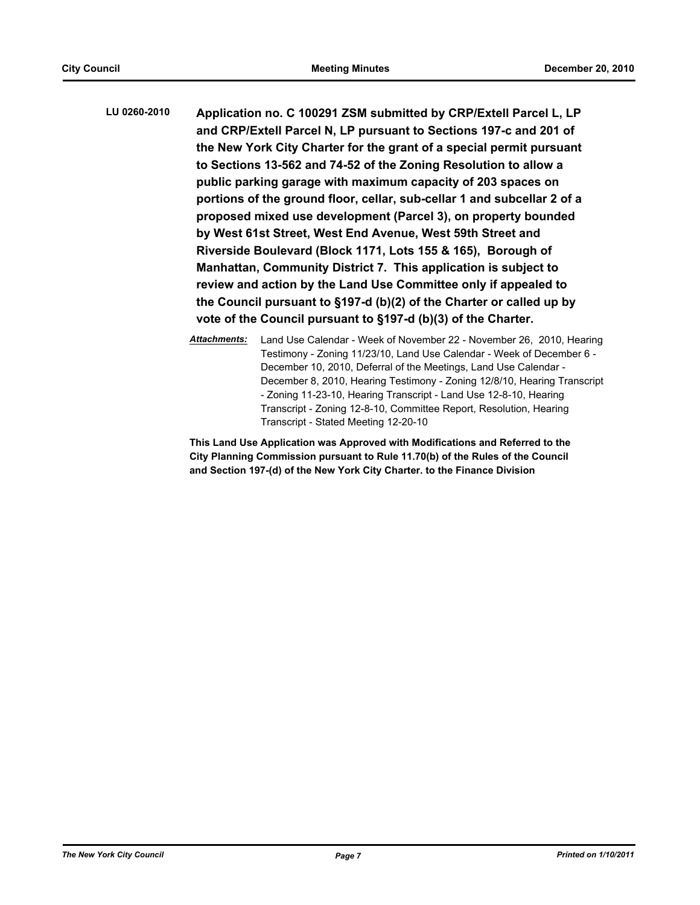**LU 0260-2010** **Application no. C 100291 ZSM submitted by CRP/Extell Parcel L, LP and CRP/Extell Parcel N, LP pursuant to Sections 197-c and 201 of the New York City Charter for the grant of a special permit pursuant to Sections 13-562 and 74-52 of the Zoning Resolution to allow a public parking garage with maximum capacity of 203 spaces on portions of the ground floor, cellar, sub-cellar 1 and subcellar 2 of a proposed mixed use development (Parcel 3), on property bounded by West 61st Street, West End Avenue, West 59th Street and Riverside Boulevard (Block 1171, Lots 155 & 165), Borough of Manhattan, Community District 7. This application is subject to review and action by the Land Use Committee only if appealed to the Council pursuant to §197-d (b)(2) of the Charter or called up by vote of the Council pursuant to §197-d (b)(3) of the Charter.**

***Attachments:*** Land Use Calendar - Week of November 22 - November 26, 2010, Hearing Testimony - Zoning 11/23/10, Land Use Calendar - Week of December 6 - December 10, 2010, Deferral of the Meetings, Land Use Calendar - December 8, 2010, Hearing Testimony - Zoning 12/8/10, Hearing Transcript - Zoning 11-23-10, Hearing Transcript - Land Use 12-8-10, Hearing Transcript - Zoning 12-8-10, Committee Report, Resolution, Hearing Transcript - Stated Meeting 12-20-10

**This Land Use Application was Approved with Modifications and Referred to the City Planning Commission pursuant to Rule 11.70(b) of the Rules of the Council and Section 197-(d) of the New York City Charter. to the Finance Division**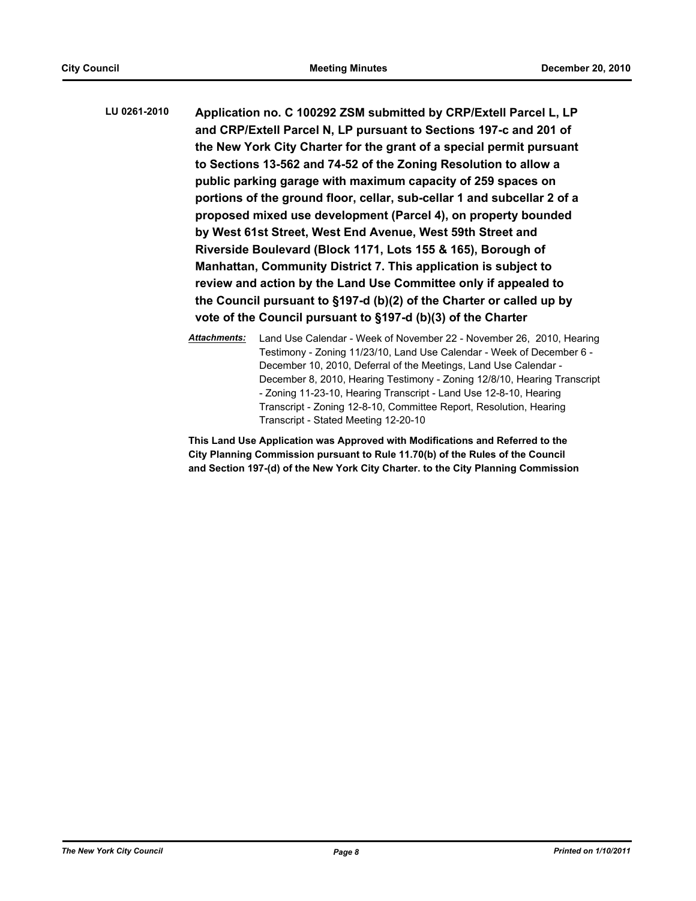**LU 0261-2010** **Application no. C 100292 ZSM submitted by CRP/Extell Parcel L, LP and CRP/Extell Parcel N, LP pursuant to Sections 197-c and 201 of the New York City Charter for the grant of a special permit pursuant to Sections 13-562 and 74-52 of the Zoning Resolution to allow a public parking garage with maximum capacity of 259 spaces on portions of the ground floor, cellar, sub-cellar 1 and subcellar 2 of a proposed mixed use development (Parcel 4), on property bounded by West 61st Street, West End Avenue, West 59th Street and Riverside Boulevard (Block 1171, Lots 155 & 165), Borough of Manhattan, Community District 7. This application is subject to review and action by the Land Use Committee only if appealed to the Council pursuant to §197-d (b)(2) of the Charter or called up by vote of the Council pursuant to §197-d (b)(3) of the Charter**

***Attachments:*** Land Use Calendar - Week of November 22 - November 26, 2010, Hearing Testimony - Zoning 11/23/10, Land Use Calendar - Week of December 6 - December 10, 2010, Deferral of the Meetings, Land Use Calendar - December 8, 2010, Hearing Testimony - Zoning 12/8/10, Hearing Transcript - Zoning 11-23-10, Hearing Transcript - Land Use 12-8-10, Hearing Transcript - Zoning 12-8-10, Committee Report, Resolution, Hearing Transcript - Stated Meeting 12-20-10

**This Land Use Application was Approved with Modifications and Referred to the City Planning Commission pursuant to Rule 11.70(b) of the Rules of the Council and Section 197-(d) of the New York City Charter. to the City Planning Commission**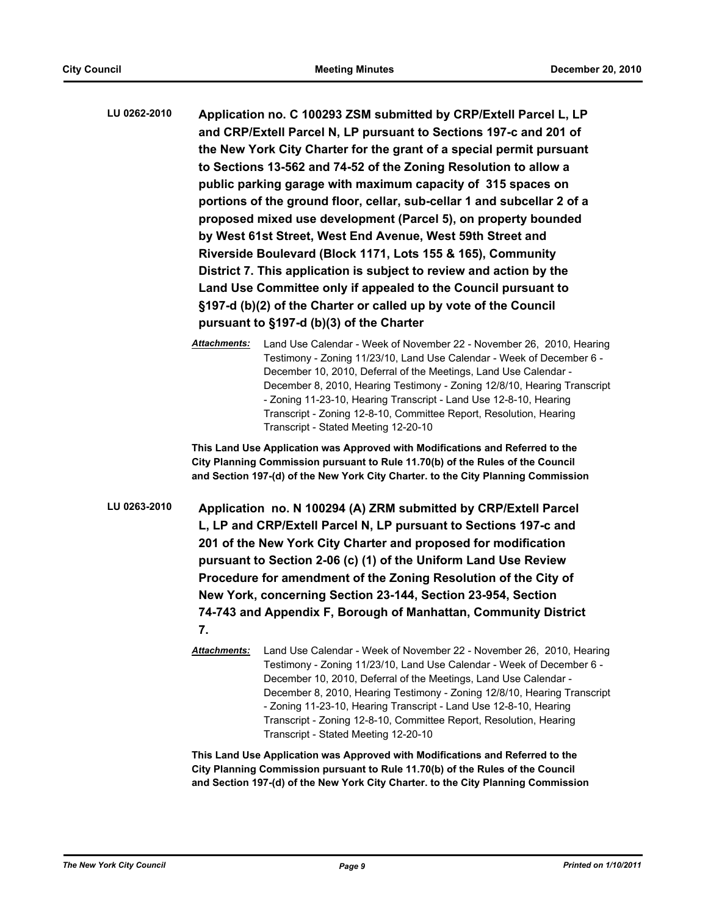**LU 0262-2010** **Application no. C 100293 ZSM submitted by CRP/Extell Parcel L, LP and CRP/Extell Parcel N, LP pursuant to Sections 197-c and 201 of the New York City Charter for the grant of a special permit pursuant to Sections 13-562 and 74-52 of the Zoning Resolution to allow a public parking garage with maximum capacity of 315 spaces on portions of the ground floor, cellar, sub-cellar 1 and subcellar 2 of a proposed mixed use development (Parcel 5), on property bounded by West 61st Street, West End Avenue, West 59th Street and Riverside Boulevard (Block 1171, Lots 155 & 165), Community District 7. This application is subject to review and action by the Land Use Committee only if appealed to the Council pursuant to §197-d (b)(2) of the Charter or called up by vote of the Council pursuant to §197-d (b)(3) of the Charter**

***Attachments:*** Land Use Calendar - Week of November 22 - November 26, 2010, Hearing Testimony - Zoning 11/23/10, Land Use Calendar - Week of December 6 - December 10, 2010, Deferral of the Meetings, Land Use Calendar - December 8, 2010, Hearing Testimony - Zoning 12/8/10, Hearing Transcript - Zoning 11-23-10, Hearing Transcript - Land Use 12-8-10, Hearing Transcript - Zoning 12-8-10, Committee Report, Resolution, Hearing Transcript - Stated Meeting 12-20-10

**This Land Use Application was Approved with Modifications and Referred to the City Planning Commission pursuant to Rule 11.70(b) of the Rules of the Council and Section 197-(d) of the New York City Charter. to the City Planning Commission**

**LU 0263-2010** **Application no. N 100294 (A) ZRM submitted by CRP/Extell Parcel L, LP and CRP/Extell Parcel N, LP pursuant to Sections 197-c and 201 of the New York City Charter and proposed for modification pursuant to Section 2-06 (c) (1) of the Uniform Land Use Review Procedure for amendment of the Zoning Resolution of the City of New York, concerning Section 23-144, Section 23-954, Section 74-743 and Appendix F, Borough of Manhattan, Community District 7.**

***Attachments:*** Land Use Calendar - Week of November 22 - November 26, 2010, Hearing Testimony - Zoning 11/23/10, Land Use Calendar - Week of December 6 - December 10, 2010, Deferral of the Meetings, Land Use Calendar - December 8, 2010, Hearing Testimony - Zoning 12/8/10, Hearing Transcript - Zoning 11-23-10, Hearing Transcript - Land Use 12-8-10, Hearing Transcript - Zoning 12-8-10, Committee Report, Resolution, Hearing Transcript - Stated Meeting 12-20-10

**This Land Use Application was Approved with Modifications and Referred to the City Planning Commission pursuant to Rule 11.70(b) of the Rules of the Council and Section 197-(d) of the New York City Charter. to the City Planning Commission**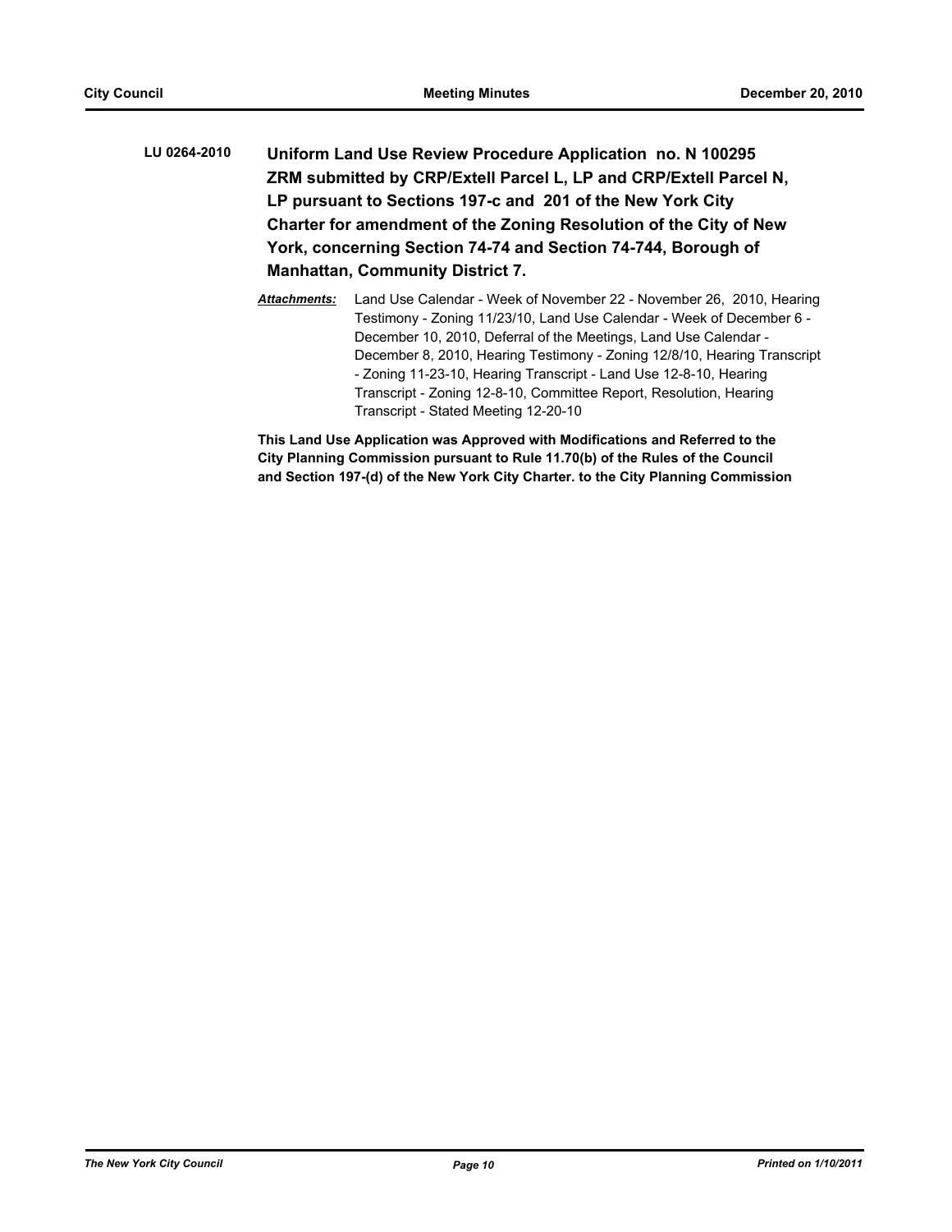**LU 0264-2010** **Uniform Land Use Review Procedure Application no. N 100295 ZRM submitted by CRP/Extell Parcel L, LP and CRP/Extell Parcel N, LP pursuant to Sections 197-c and 201 of the New York City Charter for amendment of the Zoning Resolution of the City of New York, concerning Section 74-74 and Section 74-744, Borough of Manhattan, Community District 7.**

***Attachments:*** Land Use Calendar - Week of November 22 - November 26, 2010, Hearing Testimony - Zoning 11/23/10, Land Use Calendar - Week of December 6 - December 10, 2010, Deferral of the Meetings, Land Use Calendar - December 8, 2010, Hearing Testimony - Zoning 12/8/10, Hearing Transcript - Zoning 11-23-10, Hearing Transcript - Land Use 12-8-10, Hearing Transcript - Zoning 12-8-10, Committee Report, Resolution, Hearing Transcript - Stated Meeting 12-20-10

**This Land Use Application was Approved with Modifications and Referred to the City Planning Commission pursuant to Rule 11.70(b) of the Rules of the Council and Section 197-(d) of the New York City Charter. to the City Planning Commission**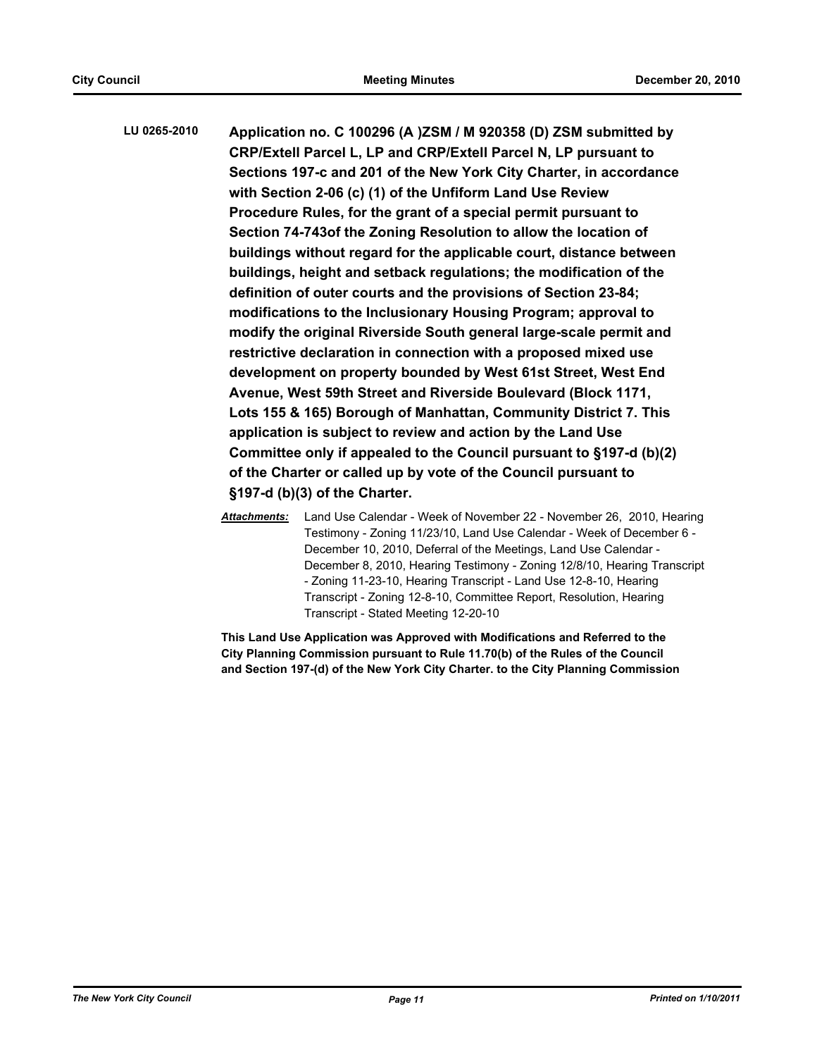**LU 0265-2010** **Application no. C 100296 (A )ZSM / M 920358 (D) ZSM submitted by CRP/Extell Parcel L, LP and CRP/Extell Parcel N, LP pursuant to Sections 197-c and 201 of the New York City Charter, in accordance with Section 2-06 (c) (1) of the Unfiform Land Use Review Procedure Rules, for the grant of a special permit pursuant to Section 74-743of the Zoning Resolution to allow the location of buildings without regard for the applicable court, distance between buildings, height and setback regulations; the modification of the definition of outer courts and the provisions of Section 23-84; modifications to the Inclusionary Housing Program; approval to modify the original Riverside South general large-scale permit and restrictive declaration in connection with a proposed mixed use development on property bounded by West 61st Street, West End Avenue, West 59th Street and Riverside Boulevard (Block 1171, Lots 155 & 165) Borough of Manhattan, Community District 7. This application is subject to review and action by the Land Use Committee only if appealed to the Council pursuant to §197-d (b)(2) of the Charter or called up by vote of the Council pursuant to §197-d (b)(3) of the Charter.**

***Attachments:*** Land Use Calendar - Week of November 22 - November 26, 2010, Hearing Testimony - Zoning 11/23/10, Land Use Calendar - Week of December 6 - December 10, 2010, Deferral of the Meetings, Land Use Calendar - December 8, 2010, Hearing Testimony - Zoning 12/8/10, Hearing Transcript - Zoning 11-23-10, Hearing Transcript - Land Use 12-8-10, Hearing Transcript - Zoning 12-8-10, Committee Report, Resolution, Hearing Transcript - Stated Meeting 12-20-10

**This Land Use Application was Approved with Modifications and Referred to the City Planning Commission pursuant to Rule 11.70(b) of the Rules of the Council and Section 197-(d) of the New York City Charter. to the City Planning Commission**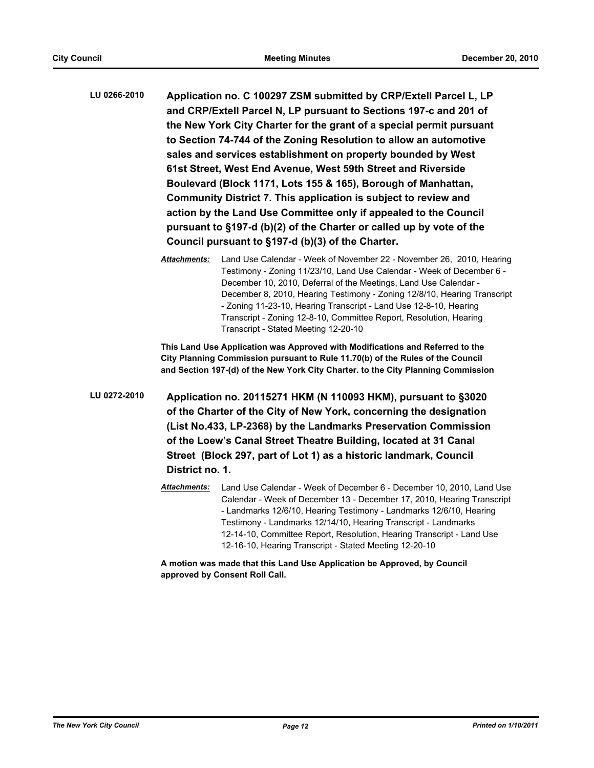**LU 0266-2010** **Application no. C 100297 ZSM submitted by CRP/Extell Parcel L, LP and CRP/Extell Parcel N, LP pursuant to Sections 197-c and 201 of the New York City Charter for the grant of a special permit pursuant to Section 74-744 of the Zoning Resolution to allow an automotive sales and services establishment on property bounded by West 61st Street, West End Avenue, West 59th Street and Riverside Boulevard (Block 1171, Lots 155 & 165), Borough of Manhattan, Community District 7. This application is subject to review and action by the Land Use Committee only if appealed to the Council pursuant to §197-d (b)(2) of the Charter or called up by vote of the Council pursuant to §197-d (b)(3) of the Charter.**

***Attachments:*** Land Use Calendar - Week of November 22 - November 26, 2010, Hearing Testimony - Zoning 11/23/10, Land Use Calendar - Week of December 6 - December 10, 2010, Deferral of the Meetings, Land Use Calendar - December 8, 2010, Hearing Testimony - Zoning 12/8/10, Hearing Transcript - Zoning 11-23-10, Hearing Transcript - Land Use 12-8-10, Hearing Transcript - Zoning 12-8-10, Committee Report, Resolution, Hearing Transcript - Stated Meeting 12-20-10

**This Land Use Application was Approved with Modifications and Referred to the City Planning Commission pursuant to Rule 11.70(b) of the Rules of the Council and Section 197-(d) of the New York City Charter. to the City Planning Commission**

**LU 0272-2010** **Application no. 20115271 HKM (N 110093 HKM), pursuant to §3020 of the Charter of the City of New York, concerning the designation (List No.433, LP-2368) by the Landmarks Preservation Commission of the Loew's Canal Street Theatre Building, located at 31 Canal Street (Block 297, part of Lot 1) as a historic landmark, Council District no. 1.**

***Attachments:*** Land Use Calendar - Week of December 6 - December 10, 2010, Land Use Calendar - Week of December 13 - December 17, 2010, Hearing Transcript - Landmarks 12/6/10, Hearing Testimony - Landmarks 12/6/10, Hearing Testimony - Landmarks 12/14/10, Hearing Transcript - Landmarks 12-14-10, Committee Report, Resolution, Hearing Transcript - Land Use 12-16-10, Hearing Transcript - Stated Meeting 12-20-10

**A motion was made that this Land Use Application be Approved, by Council approved by Consent Roll Call.**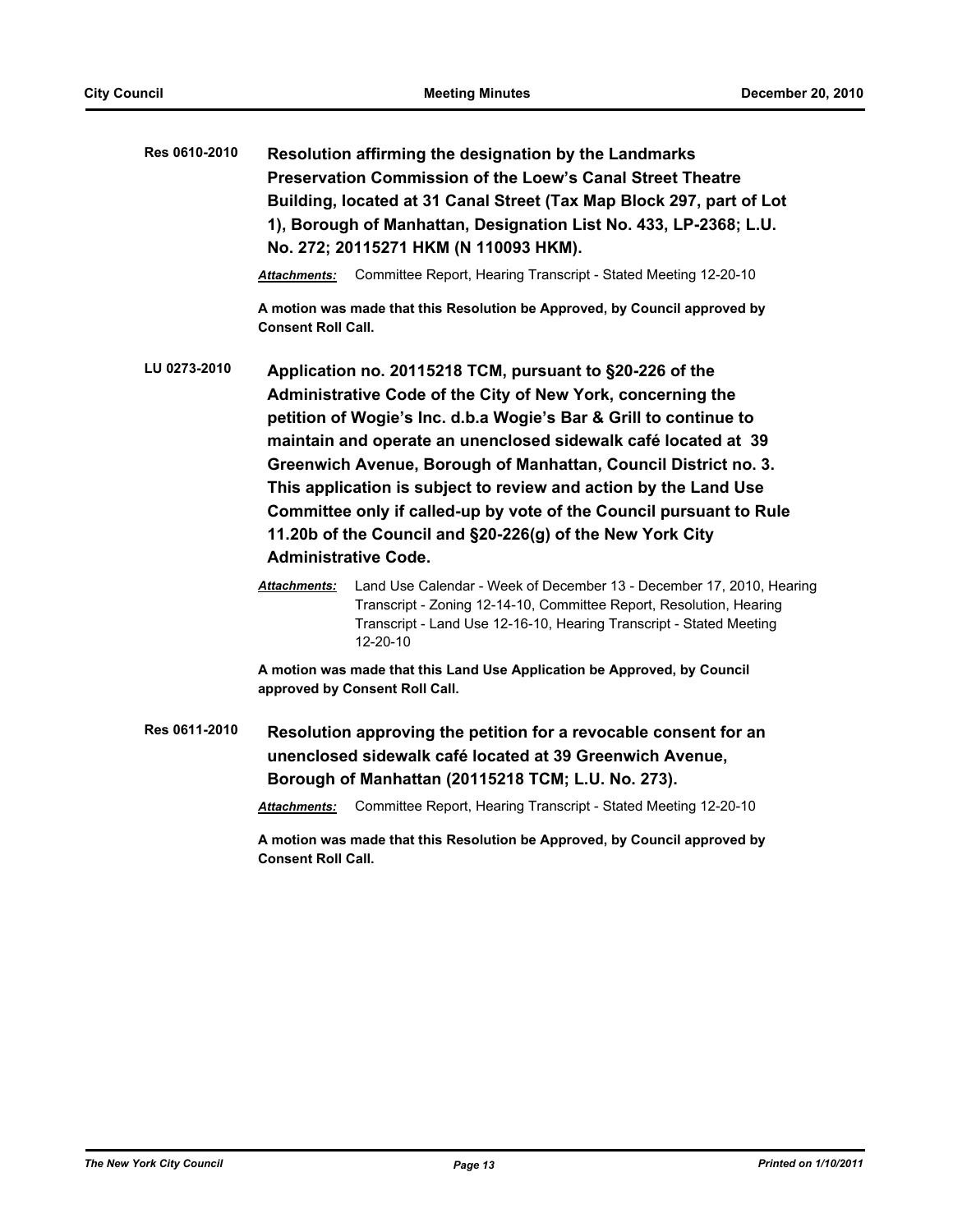**Res 0610-2010** **Resolution affirming the designation by the Landmarks Preservation Commission of the Loew's Canal Street Theatre Building, located at 31 Canal Street (Tax Map Block 297, part of Lot 1), Borough of Manhattan, Designation List No. 433, LP-2368; L.U. No. 272; 20115271 HKM (N 110093 HKM).**

***Attachments:*** Committee Report, Hearing Transcript - Stated Meeting 12-20-10

**A motion was made that this Resolution be Approved, by Council approved by Consent Roll Call.**

**LU 0273-2010** **Application no. 20115218 TCM, pursuant to §20-226 of the Administrative Code of the City of New York, concerning the petition of Wogie's Inc. d.b.a Wogie's Bar & Grill to continue to maintain and operate an unenclosed sidewalk café located at 39 Greenwich Avenue, Borough of Manhattan, Council District no. 3. This application is subject to review and action by the Land Use Committee only if called-up by vote of the Council pursuant to Rule 11.20b of the Council and §20-226(g) of the New York City Administrative Code.**

***Attachments:*** Land Use Calendar - Week of December 13 - December 17, 2010, Hearing Transcript - Zoning 12-14-10, Committee Report, Resolution, Hearing Transcript - Land Use 12-16-10, Hearing Transcript - Stated Meeting 12-20-10

**A motion was made that this Land Use Application be Approved, by Council approved by Consent Roll Call.**

**Res 0611-2010** **Resolution approving the petition for a revocable consent for an unenclosed sidewalk café located at 39 Greenwich Avenue, Borough of Manhattan (20115218 TCM; L.U. No. 273).**

***Attachments:*** Committee Report, Hearing Transcript - Stated Meeting 12-20-10

**A motion was made that this Resolution be Approved, by Council approved by Consent Roll Call.**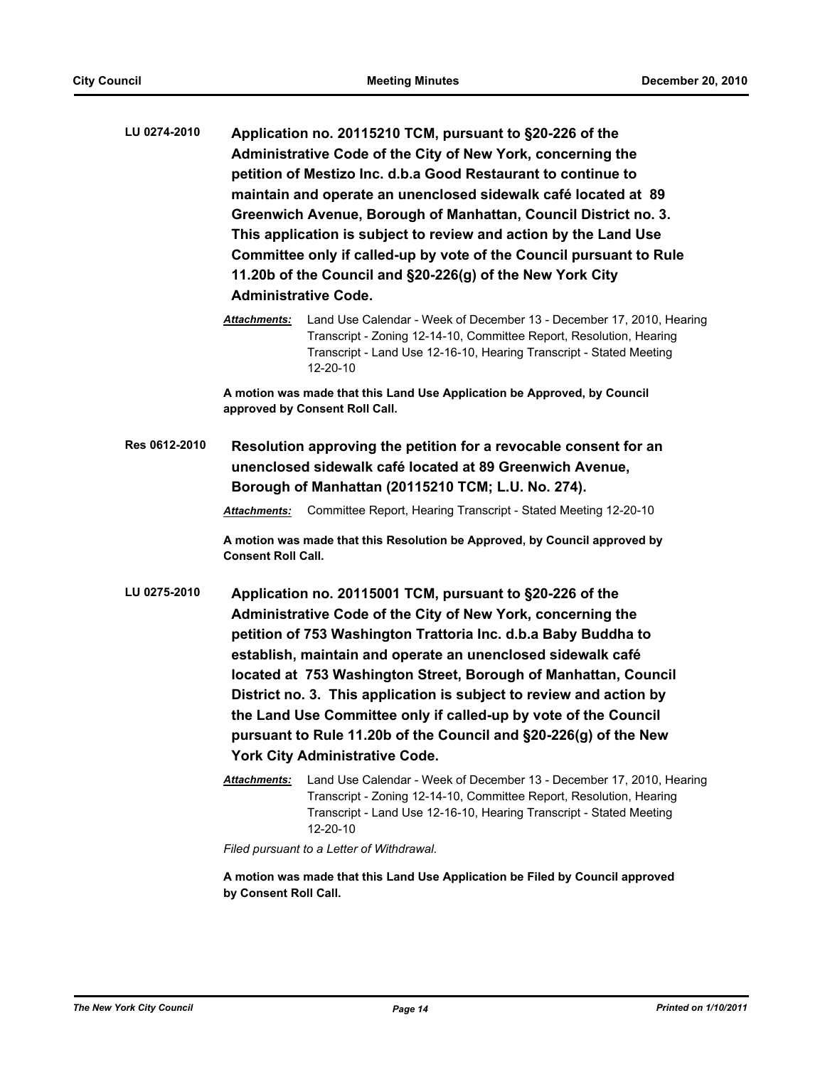**LU 0274-2010** **Application no. 20115210 TCM, pursuant to §20-226 of the Administrative Code of the City of New York, concerning the petition of Mestizo Inc. d.b.a Good Restaurant to continue to maintain and operate an unenclosed sidewalk café located at 89 Greenwich Avenue, Borough of Manhattan, Council District no. 3. This application is subject to review and action by the Land Use Committee only if called-up by vote of the Council pursuant to Rule 11.20b of the Council and §20-226(g) of the New York City Administrative Code.**

***Attachments:*** Land Use Calendar - Week of December 13 - December 17, 2010, Hearing Transcript - Zoning 12-14-10, Committee Report, Resolution, Hearing Transcript - Land Use 12-16-10, Hearing Transcript - Stated Meeting 12-20-10

**A motion was made that this Land Use Application be Approved, by Council approved by Consent Roll Call.**

**Res 0612-2010** **Resolution approving the petition for a revocable consent for an unenclosed sidewalk café located at 89 Greenwich Avenue, Borough of Manhattan (20115210 TCM; L.U. No. 274).**

***Attachments:*** Committee Report, Hearing Transcript - Stated Meeting 12-20-10

**A motion was made that this Resolution be Approved, by Council approved by Consent Roll Call.**

**LU 0275-2010** **Application no. 20115001 TCM, pursuant to §20-226 of the Administrative Code of the City of New York, concerning the petition of 753 Washington Trattoria Inc. d.b.a Baby Buddha to establish, maintain and operate an unenclosed sidewalk café located at 753 Washington Street, Borough of Manhattan, Council District no. 3. This application is subject to review and action by the Land Use Committee only if called-up by vote of the Council pursuant to Rule 11.20b of the Council and §20-226(g) of the New York City Administrative Code.**

***Attachments:*** Land Use Calendar - Week of December 13 - December 17, 2010, Hearing Transcript - Zoning 12-14-10, Committee Report, Resolution, Hearing Transcript - Land Use 12-16-10, Hearing Transcript - Stated Meeting 12-20-10

*Filed pursuant to a Letter of Withdrawal.*

**A motion was made that this Land Use Application be Filed by Council approved by Consent Roll Call.**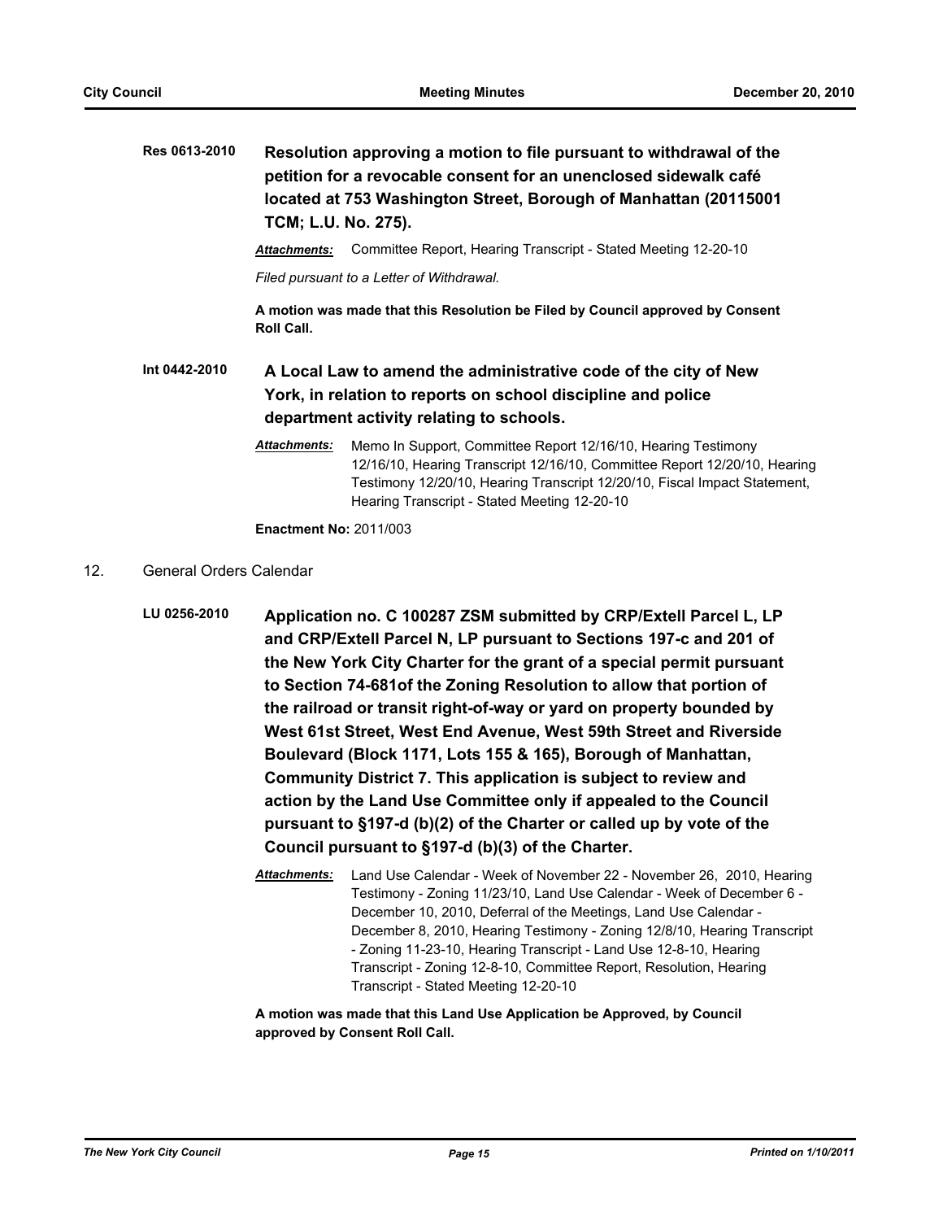**Res 0613-2010** **Resolution approving a motion to file pursuant to withdrawal of the petition for a revocable consent for an unenclosed sidewalk café located at 753 Washington Street, Borough of Manhattan (20115001 TCM; L.U. No. 275).**

***Attachments:*** Committee Report, Hearing Transcript - Stated Meeting 12-20-10

*Filed pursuant to a Letter of Withdrawal.*

**A motion was made that this Resolution be Filed by Council approved by Consent Roll Call.**

**Int 0442-2010** **A Local Law to amend the administrative code of the city of New York, in relation to reports on school discipline and police department activity relating to schools.**

***Attachments:*** Memo In Support, Committee Report 12/16/10, Hearing Testimony 12/16/10, Hearing Transcript 12/16/10, Committee Report 12/20/10, Hearing Testimony 12/20/10, Hearing Transcript 12/20/10, Fiscal Impact Statement, Hearing Transcript - Stated Meeting 12-20-10

**Enactment No:** 2011/003

12. General Orders Calendar

**LU 0256-2010** **Application no. C 100287 ZSM submitted by CRP/Extell Parcel L, LP and CRP/Extell Parcel N, LP pursuant to Sections 197-c and 201 of the New York City Charter for the grant of a special permit pursuant to Section 74-681of the Zoning Resolution to allow that portion of the railroad or transit right-of-way or yard on property bounded by West 61st Street, West End Avenue, West 59th Street and Riverside Boulevard (Block 1171, Lots 155 & 165), Borough of Manhattan, Community District 7. This application is subject to review and action by the Land Use Committee only if appealed to the Council pursuant to §197-d (b)(2) of the Charter or called up by vote of the Council pursuant to §197-d (b)(3) of the Charter.**

***Attachments:*** Land Use Calendar - Week of November 22 - November 26, 2010, Hearing Testimony - Zoning 11/23/10, Land Use Calendar - Week of December 6 - December 10, 2010, Deferral of the Meetings, Land Use Calendar - December 8, 2010, Hearing Testimony - Zoning 12/8/10, Hearing Transcript - Zoning 11-23-10, Hearing Transcript - Land Use 12-8-10, Hearing Transcript - Zoning 12-8-10, Committee Report, Resolution, Hearing Transcript - Stated Meeting 12-20-10

**A motion was made that this Land Use Application be Approved, by Council approved by Consent Roll Call.**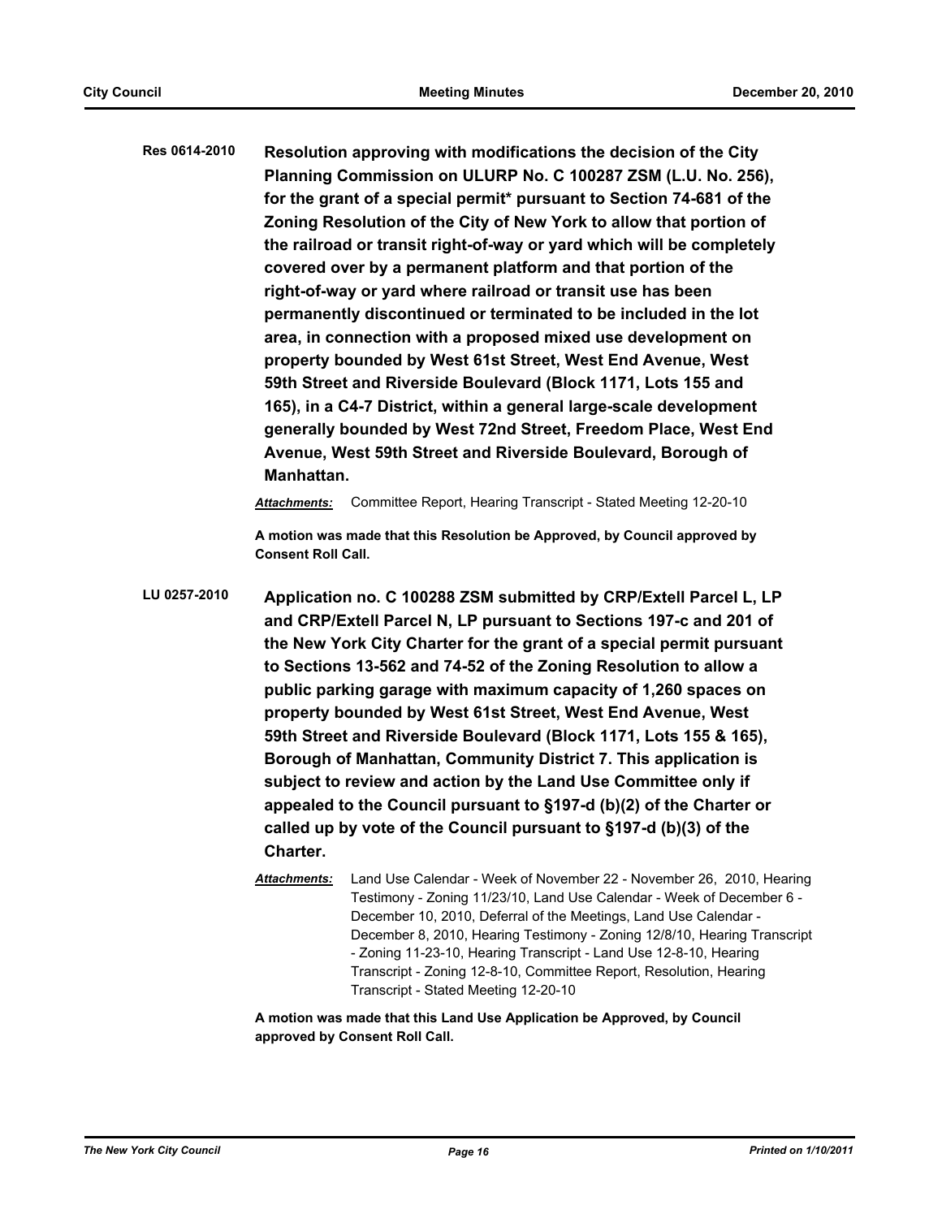**Res 0614-2010** **Resolution approving with modifications the decision of the City Planning Commission on ULURP No. C 100287 ZSM (L.U. No. 256), for the grant of a special permit* pursuant to Section 74-681 of the Zoning Resolution of the City of New York to allow that portion of the railroad or transit right-of-way or yard which will be completely covered over by a permanent platform and that portion of the right-of-way or yard where railroad or transit use has been permanently discontinued or terminated to be included in the lot area, in connection with a proposed mixed use development on property bounded by West 61st Street, West End Avenue, West 59th Street and Riverside Boulevard (Block 1171, Lots 155 and 165), in a C4-7 District, within a general large-scale development generally bounded by West 72nd Street, Freedom Place, West End Avenue, West 59th Street and Riverside Boulevard, Borough of Manhattan.**

***Attachments:*** Committee Report, Hearing Transcript - Stated Meeting 12-20-10

**A motion was made that this Resolution be Approved, by Council approved by Consent Roll Call.**

**LU 0257-2010** **Application no. C 100288 ZSM submitted by CRP/Extell Parcel L, LP and CRP/Extell Parcel N, LP pursuant to Sections 197-c and 201 of the New York City Charter for the grant of a special permit pursuant to Sections 13-562 and 74-52 of the Zoning Resolution to allow a public parking garage with maximum capacity of 1,260 spaces on property bounded by West 61st Street, West End Avenue, West 59th Street and Riverside Boulevard (Block 1171, Lots 155 & 165), Borough of Manhattan, Community District 7. This application is subject to review and action by the Land Use Committee only if appealed to the Council pursuant to §197-d (b)(2) of the Charter or called up by vote of the Council pursuant to §197-d (b)(3) of the Charter.**

***Attachments:*** Land Use Calendar - Week of November 22 - November 26, 2010, Hearing Testimony - Zoning 11/23/10, Land Use Calendar - Week of December 6 - December 10, 2010, Deferral of the Meetings, Land Use Calendar - December 8, 2010, Hearing Testimony - Zoning 12/8/10, Hearing Transcript - Zoning 11-23-10, Hearing Transcript - Land Use 12-8-10, Hearing Transcript - Zoning 12-8-10, Committee Report, Resolution, Hearing Transcript - Stated Meeting 12-20-10

**A motion was made that this Land Use Application be Approved, by Council approved by Consent Roll Call.**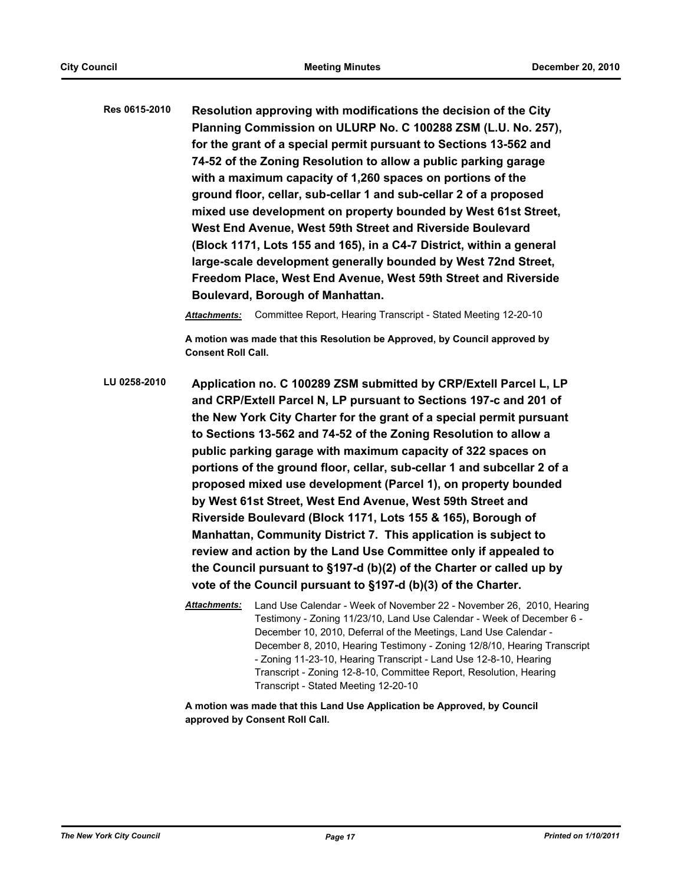**Res 0615-2010** **Resolution approving with modifications the decision of the City Planning Commission on ULURP No. C 100288 ZSM (L.U. No. 257), for the grant of a special permit pursuant to Sections 13-562 and 74-52 of the Zoning Resolution to allow a public parking garage with a maximum capacity of 1,260 spaces on portions of the ground floor, cellar, sub-cellar 1 and sub-cellar 2 of a proposed mixed use development on property bounded by West 61st Street, West End Avenue, West 59th Street and Riverside Boulevard (Block 1171, Lots 155 and 165), in a C4-7 District, within a general large-scale development generally bounded by West 72nd Street, Freedom Place, West End Avenue, West 59th Street and Riverside Boulevard, Borough of Manhattan.**

***Attachments:*** Committee Report, Hearing Transcript - Stated Meeting 12-20-10

**A motion was made that this Resolution be Approved, by Council approved by Consent Roll Call.**

**LU 0258-2010** **Application no. C 100289 ZSM submitted by CRP/Extell Parcel L, LP and CRP/Extell Parcel N, LP pursuant to Sections 197-c and 201 of the New York City Charter for the grant of a special permit pursuant to Sections 13-562 and 74-52 of the Zoning Resolution to allow a public parking garage with maximum capacity of 322 spaces on portions of the ground floor, cellar, sub-cellar 1 and subcellar 2 of a proposed mixed use development (Parcel 1), on property bounded by West 61st Street, West End Avenue, West 59th Street and Riverside Boulevard (Block 1171, Lots 155 & 165), Borough of Manhattan, Community District 7. This application is subject to review and action by the Land Use Committee only if appealed to the Council pursuant to §197-d (b)(2) of the Charter or called up by vote of the Council pursuant to §197-d (b)(3) of the Charter.**

***Attachments:*** Land Use Calendar - Week of November 22 - November 26, 2010, Hearing Testimony - Zoning 11/23/10, Land Use Calendar - Week of December 6 - December 10, 2010, Deferral of the Meetings, Land Use Calendar - December 8, 2010, Hearing Testimony - Zoning 12/8/10, Hearing Transcript - Zoning 11-23-10, Hearing Transcript - Land Use 12-8-10, Hearing Transcript - Zoning 12-8-10, Committee Report, Resolution, Hearing Transcript - Stated Meeting 12-20-10

**A motion was made that this Land Use Application be Approved, by Council approved by Consent Roll Call.**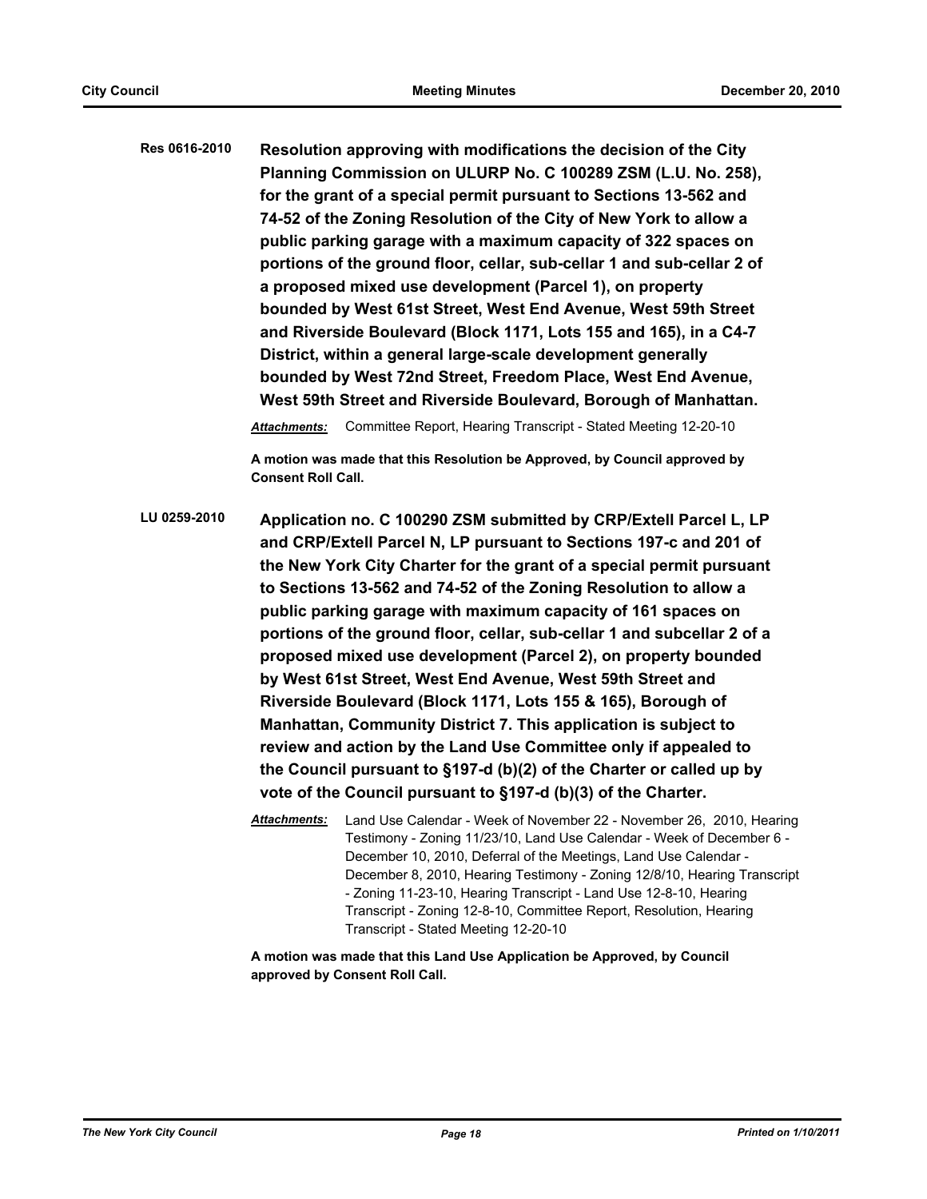**Res 0616-2010** **Resolution approving with modifications the decision of the City Planning Commission on ULURP No. C 100289 ZSM (L.U. No. 258), for the grant of a special permit pursuant to Sections 13-562 and 74-52 of the Zoning Resolution of the City of New York to allow a public parking garage with a maximum capacity of 322 spaces on portions of the ground floor, cellar, sub-cellar 1 and sub-cellar 2 of a proposed mixed use development (Parcel 1), on property bounded by West 61st Street, West End Avenue, West 59th Street and Riverside Boulevard (Block 1171, Lots 155 and 165), in a C4-7 District, within a general large-scale development generally bounded by West 72nd Street, Freedom Place, West End Avenue, West 59th Street and Riverside Boulevard, Borough of Manhattan.**

***Attachments:*** Committee Report, Hearing Transcript - Stated Meeting 12-20-10

**A motion was made that this Resolution be Approved, by Council approved by Consent Roll Call.**

**LU 0259-2010** **Application no. C 100290 ZSM submitted by CRP/Extell Parcel L, LP and CRP/Extell Parcel N, LP pursuant to Sections 197-c and 201 of the New York City Charter for the grant of a special permit pursuant to Sections 13-562 and 74-52 of the Zoning Resolution to allow a public parking garage with maximum capacity of 161 spaces on portions of the ground floor, cellar, sub-cellar 1 and subcellar 2 of a proposed mixed use development (Parcel 2), on property bounded by West 61st Street, West End Avenue, West 59th Street and Riverside Boulevard (Block 1171, Lots 155 & 165), Borough of Manhattan, Community District 7. This application is subject to review and action by the Land Use Committee only if appealed to the Council pursuant to §197-d (b)(2) of the Charter or called up by vote of the Council pursuant to §197-d (b)(3) of the Charter.**

***Attachments:*** Land Use Calendar - Week of November 22 - November 26, 2010, Hearing Testimony - Zoning 11/23/10, Land Use Calendar - Week of December 6 - December 10, 2010, Deferral of the Meetings, Land Use Calendar - December 8, 2010, Hearing Testimony - Zoning 12/8/10, Hearing Transcript - Zoning 11-23-10, Hearing Transcript - Land Use 12-8-10, Hearing Transcript - Zoning 12-8-10, Committee Report, Resolution, Hearing Transcript - Stated Meeting 12-20-10

**A motion was made that this Land Use Application be Approved, by Council approved by Consent Roll Call.**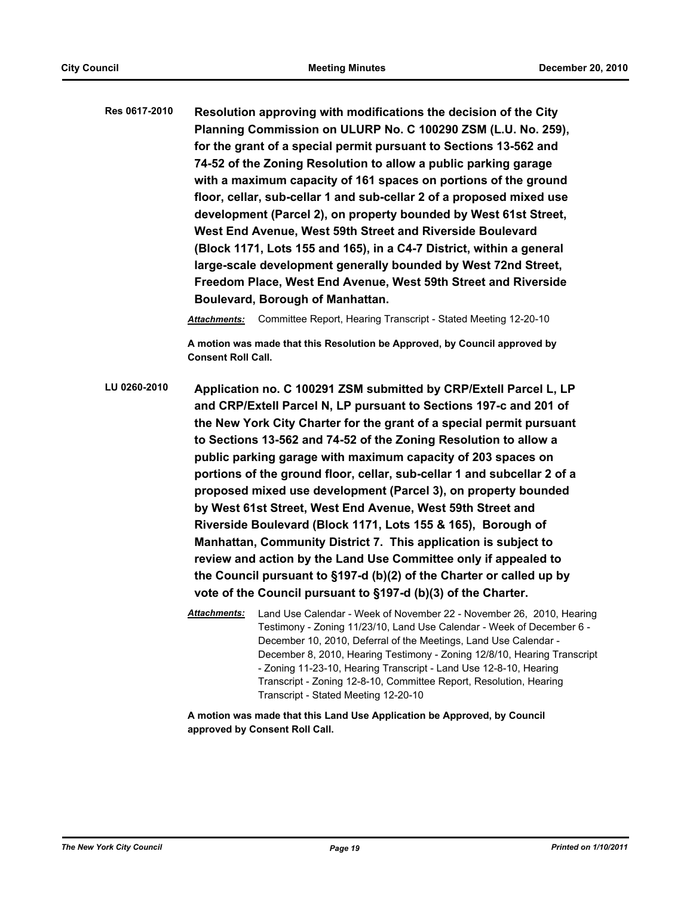**Res 0617-2010** **Resolution approving with modifications the decision of the City Planning Commission on ULURP No. C 100290 ZSM (L.U. No. 259), for the grant of a special permit pursuant to Sections 13-562 and 74-52 of the Zoning Resolution to allow a public parking garage with a maximum capacity of 161 spaces on portions of the ground floor, cellar, sub-cellar 1 and sub-cellar 2 of a proposed mixed use development (Parcel 2), on property bounded by West 61st Street, West End Avenue, West 59th Street and Riverside Boulevard (Block 1171, Lots 155 and 165), in a C4-7 District, within a general large-scale development generally bounded by West 72nd Street, Freedom Place, West End Avenue, West 59th Street and Riverside Boulevard, Borough of Manhattan.**

***Attachments:*** Committee Report, Hearing Transcript - Stated Meeting 12-20-10

**A motion was made that this Resolution be Approved, by Council approved by Consent Roll Call.**

**LU 0260-2010** **Application no. C 100291 ZSM submitted by CRP/Extell Parcel L, LP and CRP/Extell Parcel N, LP pursuant to Sections 197-c and 201 of the New York City Charter for the grant of a special permit pursuant to Sections 13-562 and 74-52 of the Zoning Resolution to allow a public parking garage with maximum capacity of 203 spaces on portions of the ground floor, cellar, sub-cellar 1 and subcellar 2 of a proposed mixed use development (Parcel 3), on property bounded by West 61st Street, West End Avenue, West 59th Street and Riverside Boulevard (Block 1171, Lots 155 & 165), Borough of Manhattan, Community District 7. This application is subject to review and action by the Land Use Committee only if appealed to the Council pursuant to §197-d (b)(2) of the Charter or called up by vote of the Council pursuant to §197-d (b)(3) of the Charter.**

***Attachments:*** Land Use Calendar - Week of November 22 - November 26, 2010, Hearing Testimony - Zoning 11/23/10, Land Use Calendar - Week of December 6 - December 10, 2010, Deferral of the Meetings, Land Use Calendar - December 8, 2010, Hearing Testimony - Zoning 12/8/10, Hearing Transcript - Zoning 11-23-10, Hearing Transcript - Land Use 12-8-10, Hearing Transcript - Zoning 12-8-10, Committee Report, Resolution, Hearing Transcript - Stated Meeting 12-20-10

**A motion was made that this Land Use Application be Approved, by Council approved by Consent Roll Call.**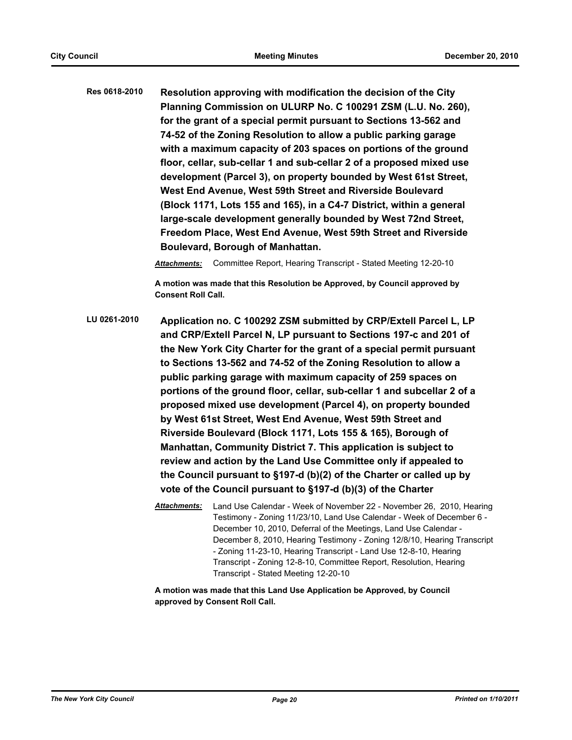**Res 0618-2010** **Resolution approving with modification the decision of the City Planning Commission on ULURP No. C 100291 ZSM (L.U. No. 260), for the grant of a special permit pursuant to Sections 13-562 and 74-52 of the Zoning Resolution to allow a public parking garage with a maximum capacity of 203 spaces on portions of the ground floor, cellar, sub-cellar 1 and sub-cellar 2 of a proposed mixed use development (Parcel 3), on property bounded by West 61st Street, West End Avenue, West 59th Street and Riverside Boulevard (Block 1171, Lots 155 and 165), in a C4-7 District, within a general large-scale development generally bounded by West 72nd Street, Freedom Place, West End Avenue, West 59th Street and Riverside Boulevard, Borough of Manhattan.**

***Attachments:*** Committee Report, Hearing Transcript - Stated Meeting 12-20-10

**A motion was made that this Resolution be Approved, by Council approved by Consent Roll Call.**

**LU 0261-2010** **Application no. C 100292 ZSM submitted by CRP/Extell Parcel L, LP and CRP/Extell Parcel N, LP pursuant to Sections 197-c and 201 of the New York City Charter for the grant of a special permit pursuant to Sections 13-562 and 74-52 of the Zoning Resolution to allow a public parking garage with maximum capacity of 259 spaces on portions of the ground floor, cellar, sub-cellar 1 and subcellar 2 of a proposed mixed use development (Parcel 4), on property bounded by West 61st Street, West End Avenue, West 59th Street and Riverside Boulevard (Block 1171, Lots 155 & 165), Borough of Manhattan, Community District 7. This application is subject to review and action by the Land Use Committee only if appealed to the Council pursuant to §197-d (b)(2) of the Charter or called up by vote of the Council pursuant to §197-d (b)(3) of the Charter**

***Attachments:*** Land Use Calendar - Week of November 22 - November 26, 2010, Hearing Testimony - Zoning 11/23/10, Land Use Calendar - Week of December 6 - December 10, 2010, Deferral of the Meetings, Land Use Calendar - December 8, 2010, Hearing Testimony - Zoning 12/8/10, Hearing Transcript - Zoning 11-23-10, Hearing Transcript - Land Use 12-8-10, Hearing Transcript - Zoning 12-8-10, Committee Report, Resolution, Hearing Transcript - Stated Meeting 12-20-10

**A motion was made that this Land Use Application be Approved, by Council approved by Consent Roll Call.**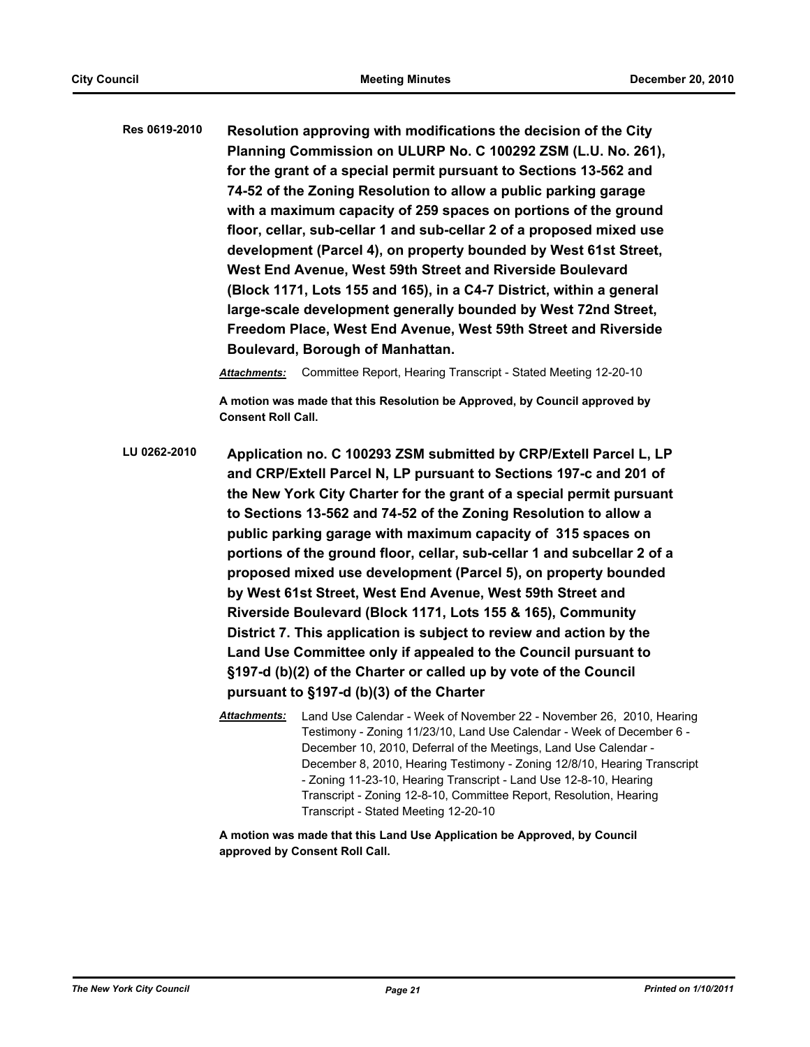**Res 0619-2010** **Resolution approving with modifications the decision of the City Planning Commission on ULURP No. C 100292 ZSM (L.U. No. 261), for the grant of a special permit pursuant to Sections 13-562 and 74-52 of the Zoning Resolution to allow a public parking garage with a maximum capacity of 259 spaces on portions of the ground floor, cellar, sub-cellar 1 and sub-cellar 2 of a proposed mixed use development (Parcel 4), on property bounded by West 61st Street, West End Avenue, West 59th Street and Riverside Boulevard (Block 1171, Lots 155 and 165), in a C4-7 District, within a general large-scale development generally bounded by West 72nd Street, Freedom Place, West End Avenue, West 59th Street and Riverside Boulevard, Borough of Manhattan.**

***Attachments:*** Committee Report, Hearing Transcript - Stated Meeting 12-20-10

**A motion was made that this Resolution be Approved, by Council approved by Consent Roll Call.**

**LU 0262-2010** **Application no. C 100293 ZSM submitted by CRP/Extell Parcel L, LP and CRP/Extell Parcel N, LP pursuant to Sections 197-c and 201 of the New York City Charter for the grant of a special permit pursuant to Sections 13-562 and 74-52 of the Zoning Resolution to allow a public parking garage with maximum capacity of 315 spaces on portions of the ground floor, cellar, sub-cellar 1 and subcellar 2 of a proposed mixed use development (Parcel 5), on property bounded by West 61st Street, West End Avenue, West 59th Street and Riverside Boulevard (Block 1171, Lots 155 & 165), Community District 7. This application is subject to review and action by the Land Use Committee only if appealed to the Council pursuant to §197-d (b)(2) of the Charter or called up by vote of the Council pursuant to §197-d (b)(3) of the Charter**

***Attachments:*** Land Use Calendar - Week of November 22 - November 26, 2010, Hearing Testimony - Zoning 11/23/10, Land Use Calendar - Week of December 6 - December 10, 2010, Deferral of the Meetings, Land Use Calendar - December 8, 2010, Hearing Testimony - Zoning 12/8/10, Hearing Transcript - Zoning 11-23-10, Hearing Transcript - Land Use 12-8-10, Hearing Transcript - Zoning 12-8-10, Committee Report, Resolution, Hearing Transcript - Stated Meeting 12-20-10

**A motion was made that this Land Use Application be Approved, by Council approved by Consent Roll Call.**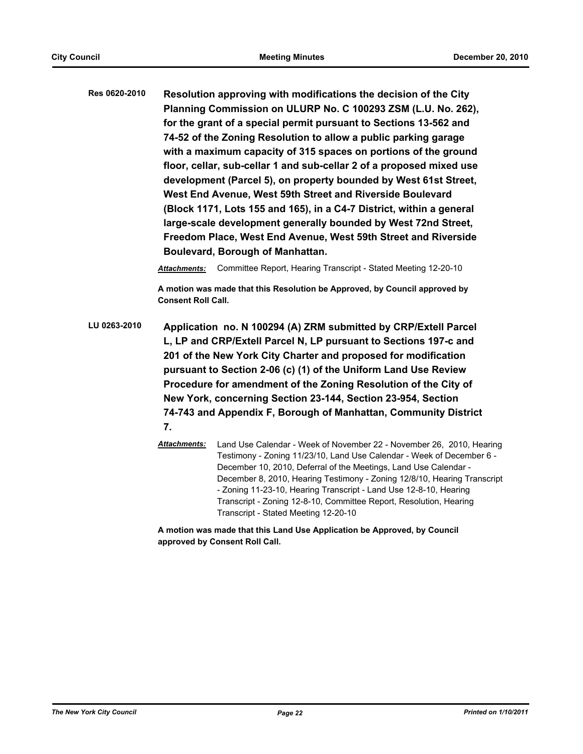**Res 0620-2010** **Resolution approving with modifications the decision of the City Planning Commission on ULURP No. C 100293 ZSM (L.U. No. 262), for the grant of a special permit pursuant to Sections 13-562 and 74-52 of the Zoning Resolution to allow a public parking garage with a maximum capacity of 315 spaces on portions of the ground floor, cellar, sub-cellar 1 and sub-cellar 2 of a proposed mixed use development (Parcel 5), on property bounded by West 61st Street, West End Avenue, West 59th Street and Riverside Boulevard (Block 1171, Lots 155 and 165), in a C4-7 District, within a general large-scale development generally bounded by West 72nd Street, Freedom Place, West End Avenue, West 59th Street and Riverside Boulevard, Borough of Manhattan.**

***Attachments:*** Committee Report, Hearing Transcript - Stated Meeting 12-20-10

**A motion was made that this Resolution be Approved, by Council approved by Consent Roll Call.**

**LU 0263-2010** **Application no. N 100294 (A) ZRM submitted by CRP/Extell Parcel L, LP and CRP/Extell Parcel N, LP pursuant to Sections 197-c and 201 of the New York City Charter and proposed for modification pursuant to Section 2-06 (c) (1) of the Uniform Land Use Review Procedure for amendment of the Zoning Resolution of the City of New York, concerning Section 23-144, Section 23-954, Section 74-743 and Appendix F, Borough of Manhattan, Community District 7.**

***Attachments:*** Land Use Calendar - Week of November 22 - November 26, 2010, Hearing Testimony - Zoning 11/23/10, Land Use Calendar - Week of December 6 - December 10, 2010, Deferral of the Meetings, Land Use Calendar - December 8, 2010, Hearing Testimony - Zoning 12/8/10, Hearing Transcript - Zoning 11-23-10, Hearing Transcript - Land Use 12-8-10, Hearing Transcript - Zoning 12-8-10, Committee Report, Resolution, Hearing Transcript - Stated Meeting 12-20-10

**A motion was made that this Land Use Application be Approved, by Council approved by Consent Roll Call.**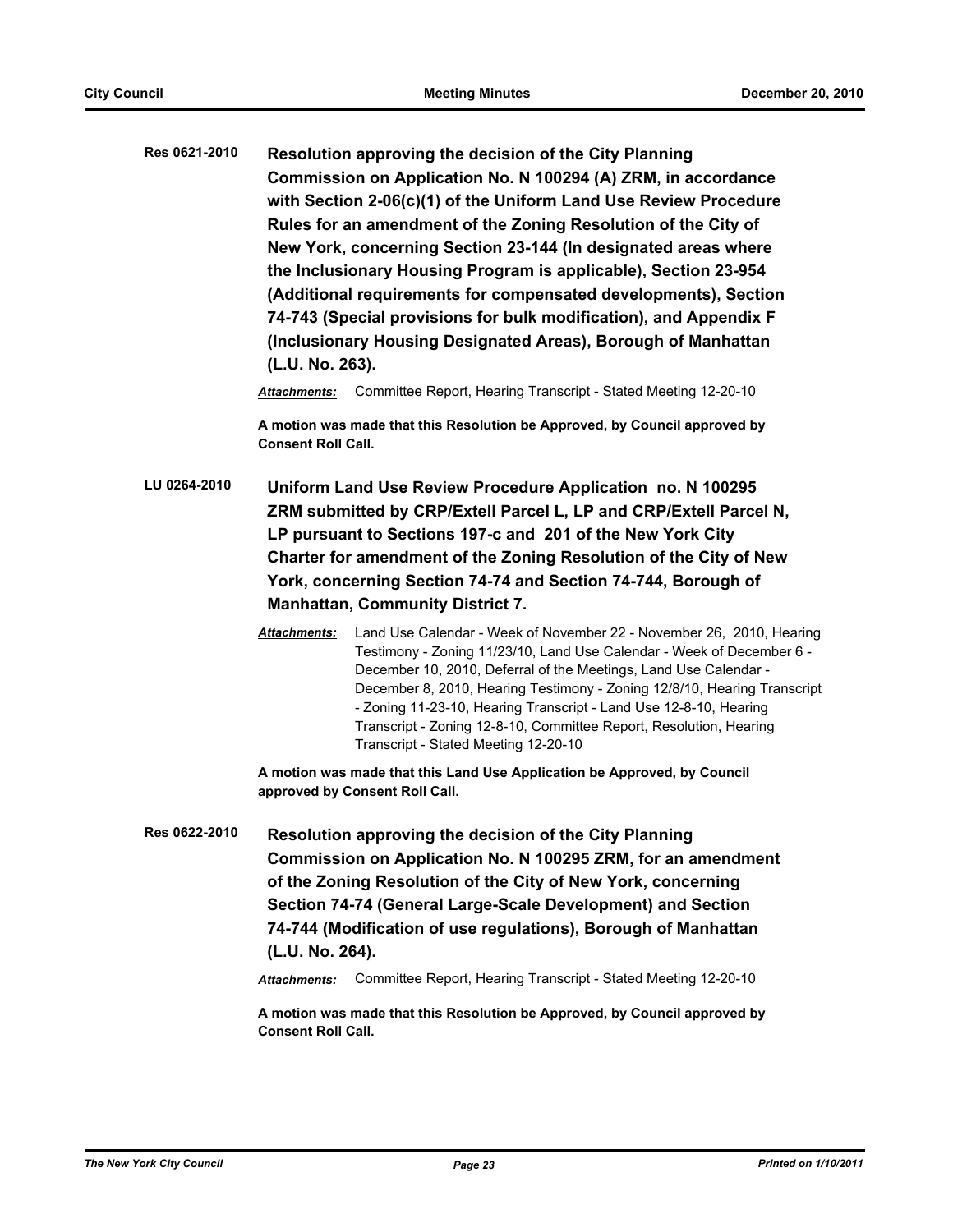**Res 0621-2010** **Resolution approving the decision of the City Planning Commission on Application No. N 100294 (A) ZRM, in accordance with Section 2-06(c)(1) of the Uniform Land Use Review Procedure Rules for an amendment of the Zoning Resolution of the City of New York, concerning Section 23-144 (In designated areas where the Inclusionary Housing Program is applicable), Section 23-954 (Additional requirements for compensated developments), Section 74-743 (Special provisions for bulk modification), and Appendix F (Inclusionary Housing Designated Areas), Borough of Manhattan (L.U. No. 263).**

***Attachments:*** Committee Report, Hearing Transcript - Stated Meeting 12-20-10

**A motion was made that this Resolution be Approved, by Council approved by Consent Roll Call.**

**LU 0264-2010** **Uniform Land Use Review Procedure Application no. N 100295 ZRM submitted by CRP/Extell Parcel L, LP and CRP/Extell Parcel N, LP pursuant to Sections 197-c and 201 of the New York City Charter for amendment of the Zoning Resolution of the City of New York, concerning Section 74-74 and Section 74-744, Borough of Manhattan, Community District 7.**

***Attachments:*** Land Use Calendar - Week of November 22 - November 26, 2010, Hearing Testimony - Zoning 11/23/10, Land Use Calendar - Week of December 6 - December 10, 2010, Deferral of the Meetings, Land Use Calendar - December 8, 2010, Hearing Testimony - Zoning 12/8/10, Hearing Transcript - Zoning 11-23-10, Hearing Transcript - Land Use 12-8-10, Hearing Transcript - Zoning 12-8-10, Committee Report, Resolution, Hearing Transcript - Stated Meeting 12-20-10

**A motion was made that this Land Use Application be Approved, by Council approved by Consent Roll Call.**

**Res 0622-2010** **Resolution approving the decision of the City Planning Commission on Application No. N 100295 ZRM, for an amendment of the Zoning Resolution of the City of New York, concerning Section 74-74 (General Large-Scale Development) and Section 74-744 (Modification of use regulations), Borough of Manhattan (L.U. No. 264).**

***Attachments:*** Committee Report, Hearing Transcript - Stated Meeting 12-20-10

**A motion was made that this Resolution be Approved, by Council approved by Consent Roll Call.**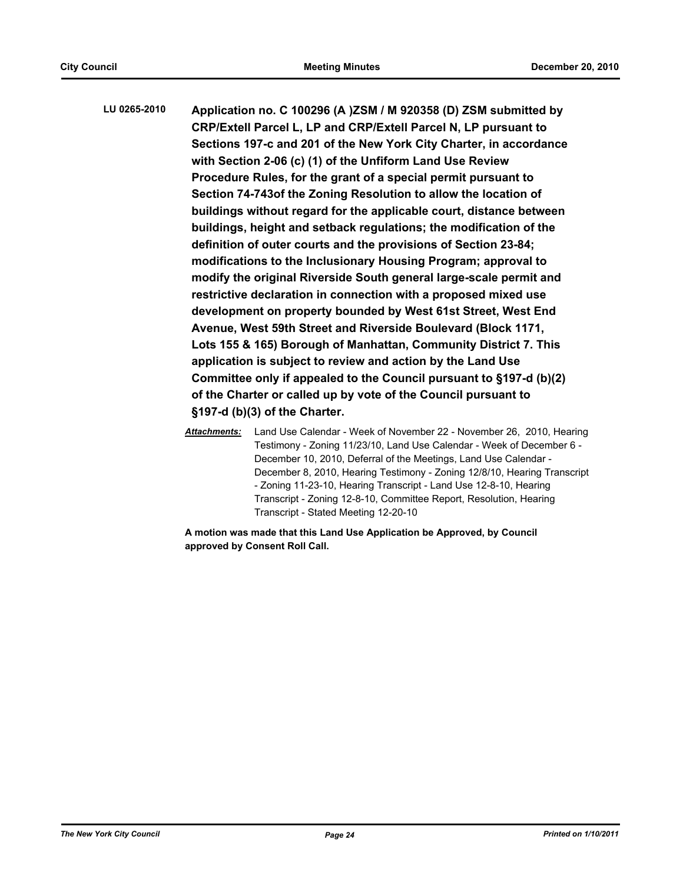**LU 0265-2010** **Application no. C 100296 (A )ZSM / M 920358 (D) ZSM submitted by CRP/Extell Parcel L, LP and CRP/Extell Parcel N, LP pursuant to Sections 197-c and 201 of the New York City Charter, in accordance with Section 2-06 (c) (1) of the Unfiform Land Use Review Procedure Rules, for the grant of a special permit pursuant to Section 74-743of the Zoning Resolution to allow the location of buildings without regard for the applicable court, distance between buildings, height and setback regulations; the modification of the definition of outer courts and the provisions of Section 23-84; modifications to the Inclusionary Housing Program; approval to modify the original Riverside South general large-scale permit and restrictive declaration in connection with a proposed mixed use development on property bounded by West 61st Street, West End Avenue, West 59th Street and Riverside Boulevard (Block 1171, Lots 155 & 165) Borough of Manhattan, Community District 7. This application is subject to review and action by the Land Use Committee only if appealed to the Council pursuant to §197-d (b)(2) of the Charter or called up by vote of the Council pursuant to §197-d (b)(3) of the Charter.**

***Attachments:*** Land Use Calendar - Week of November 22 - November 26, 2010, Hearing Testimony - Zoning 11/23/10, Land Use Calendar - Week of December 6 - December 10, 2010, Deferral of the Meetings, Land Use Calendar - December 8, 2010, Hearing Testimony - Zoning 12/8/10, Hearing Transcript - Zoning 11-23-10, Hearing Transcript - Land Use 12-8-10, Hearing Transcript - Zoning 12-8-10, Committee Report, Resolution, Hearing Transcript - Stated Meeting 12-20-10

**A motion was made that this Land Use Application be Approved, by Council approved by Consent Roll Call.**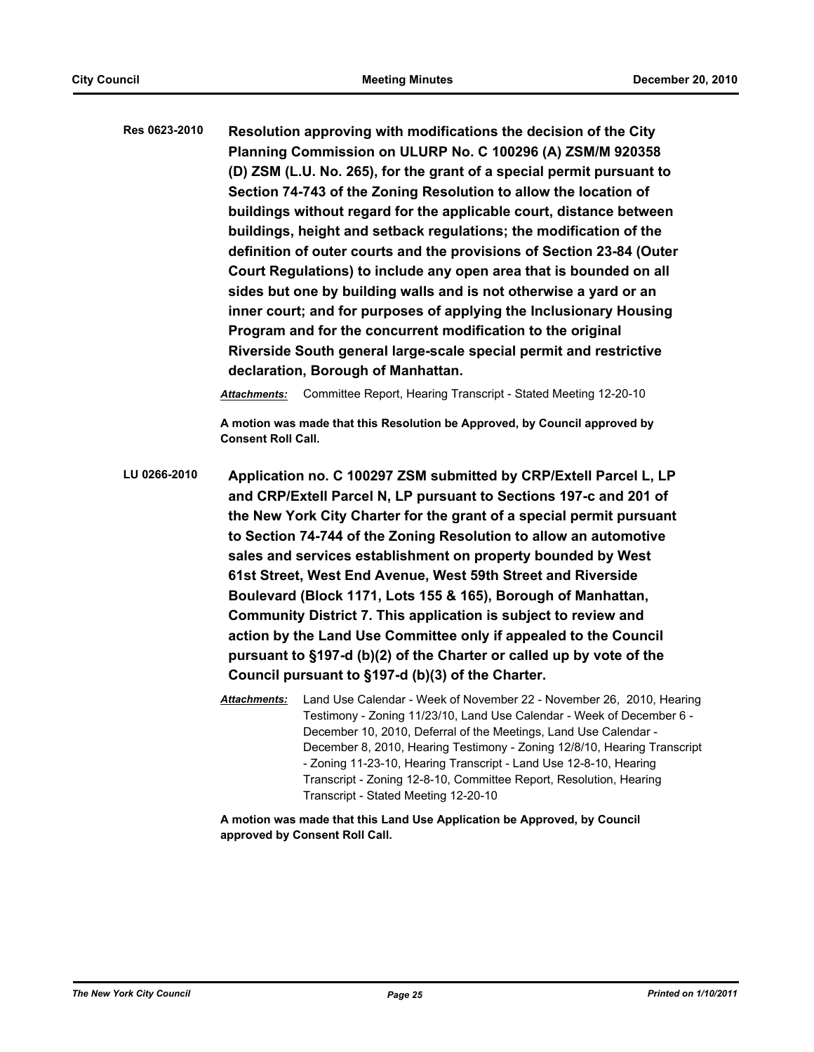**Res 0623-2010** **Resolution approving with modifications the decision of the City Planning Commission on ULURP No. C 100296 (A) ZSM/M 920358 (D) ZSM (L.U. No. 265), for the grant of a special permit pursuant to Section 74-743 of the Zoning Resolution to allow the location of buildings without regard for the applicable court, distance between buildings, height and setback regulations; the modification of the definition of outer courts and the provisions of Section 23-84 (Outer Court Regulations) to include any open area that is bounded on all sides but one by building walls and is not otherwise a yard or an inner court; and for purposes of applying the Inclusionary Housing Program and for the concurrent modification to the original Riverside South general large-scale special permit and restrictive declaration, Borough of Manhattan.**

***Attachments:*** Committee Report, Hearing Transcript - Stated Meeting 12-20-10

**A motion was made that this Resolution be Approved, by Council approved by Consent Roll Call.**

**LU 0266-2010** **Application no. C 100297 ZSM submitted by CRP/Extell Parcel L, LP and CRP/Extell Parcel N, LP pursuant to Sections 197-c and 201 of the New York City Charter for the grant of a special permit pursuant to Section 74-744 of the Zoning Resolution to allow an automotive sales and services establishment on property bounded by West 61st Street, West End Avenue, West 59th Street and Riverside Boulevard (Block 1171, Lots 155 & 165), Borough of Manhattan, Community District 7. This application is subject to review and action by the Land Use Committee only if appealed to the Council pursuant to §197-d (b)(2) of the Charter or called up by vote of the Council pursuant to §197-d (b)(3) of the Charter.**

***Attachments:*** Land Use Calendar - Week of November 22 - November 26, 2010, Hearing Testimony - Zoning 11/23/10, Land Use Calendar - Week of December 6 - December 10, 2010, Deferral of the Meetings, Land Use Calendar - December 8, 2010, Hearing Testimony - Zoning 12/8/10, Hearing Transcript - Zoning 11-23-10, Hearing Transcript - Land Use 12-8-10, Hearing Transcript - Zoning 12-8-10, Committee Report, Resolution, Hearing Transcript - Stated Meeting 12-20-10

**A motion was made that this Land Use Application be Approved, by Council approved by Consent Roll Call.**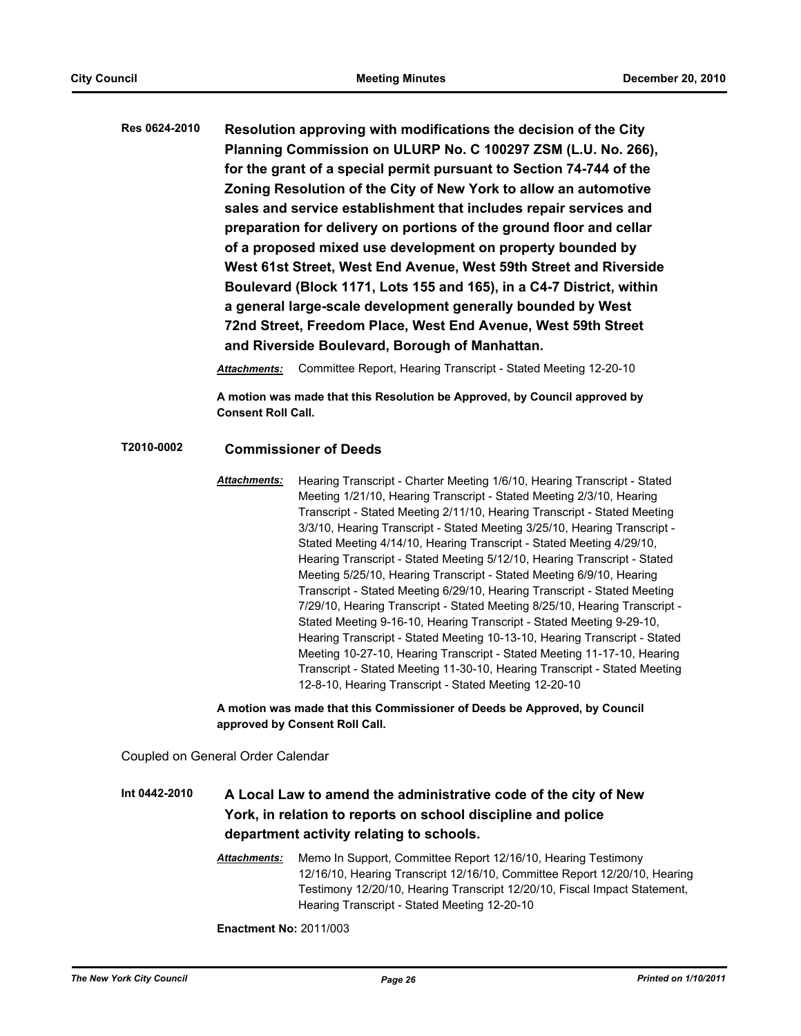**Res 0624-2010** **Resolution approving with modifications the decision of the City Planning Commission on ULURP No. C 100297 ZSM (L.U. No. 266), for the grant of a special permit pursuant to Section 74-744 of the Zoning Resolution of the City of New York to allow an automotive sales and service establishment that includes repair services and preparation for delivery on portions of the ground floor and cellar of a proposed mixed use development on property bounded by West 61st Street, West End Avenue, West 59th Street and Riverside Boulevard (Block 1171, Lots 155 and 165), in a C4-7 District, within a general large-scale development generally bounded by West 72nd Street, Freedom Place, West End Avenue, West 59th Street and Riverside Boulevard, Borough of Manhattan.**

***Attachments:*** Committee Report, Hearing Transcript - Stated Meeting 12-20-10

**A motion was made that this Resolution be Approved, by Council approved by Consent Roll Call.**

**T2010-0002** **Commissioner of Deeds**

***Attachments:*** Hearing Transcript - Charter Meeting 1/6/10, Hearing Transcript - Stated Meeting 1/21/10, Hearing Transcript - Stated Meeting 2/3/10, Hearing Transcript - Stated Meeting 2/11/10, Hearing Transcript - Stated Meeting 3/3/10, Hearing Transcript - Stated Meeting 3/25/10, Hearing Transcript - Stated Meeting 4/14/10, Hearing Transcript - Stated Meeting 4/29/10, Hearing Transcript - Stated Meeting 5/12/10, Hearing Transcript - Stated Meeting 5/25/10, Hearing Transcript - Stated Meeting 6/9/10, Hearing Transcript - Stated Meeting 6/29/10, Hearing Transcript - Stated Meeting 7/29/10, Hearing Transcript - Stated Meeting 8/25/10, Hearing Transcript - Stated Meeting 9-16-10, Hearing Transcript - Stated Meeting 9-29-10, Hearing Transcript - Stated Meeting 10-13-10, Hearing Transcript - Stated Meeting 10-27-10, Hearing Transcript - Stated Meeting 11-17-10, Hearing Transcript - Stated Meeting 11-30-10, Hearing Transcript - Stated Meeting 12-8-10, Hearing Transcript - Stated Meeting 12-20-10

**A motion was made that this Commissioner of Deeds be Approved, by Council approved by Consent Roll Call.**

Coupled on General Order Calendar

**Int 0442-2010** **A Local Law to amend the administrative code of the city of New York, in relation to reports on school discipline and police department activity relating to schools.**

***Attachments:*** Memo In Support, Committee Report 12/16/10, Hearing Testimony 12/16/10, Hearing Transcript 12/16/10, Committee Report 12/20/10, Hearing Testimony 12/20/10, Hearing Transcript 12/20/10, Fiscal Impact Statement, Hearing Transcript - Stated Meeting 12-20-10

**Enactment No:** 2011/003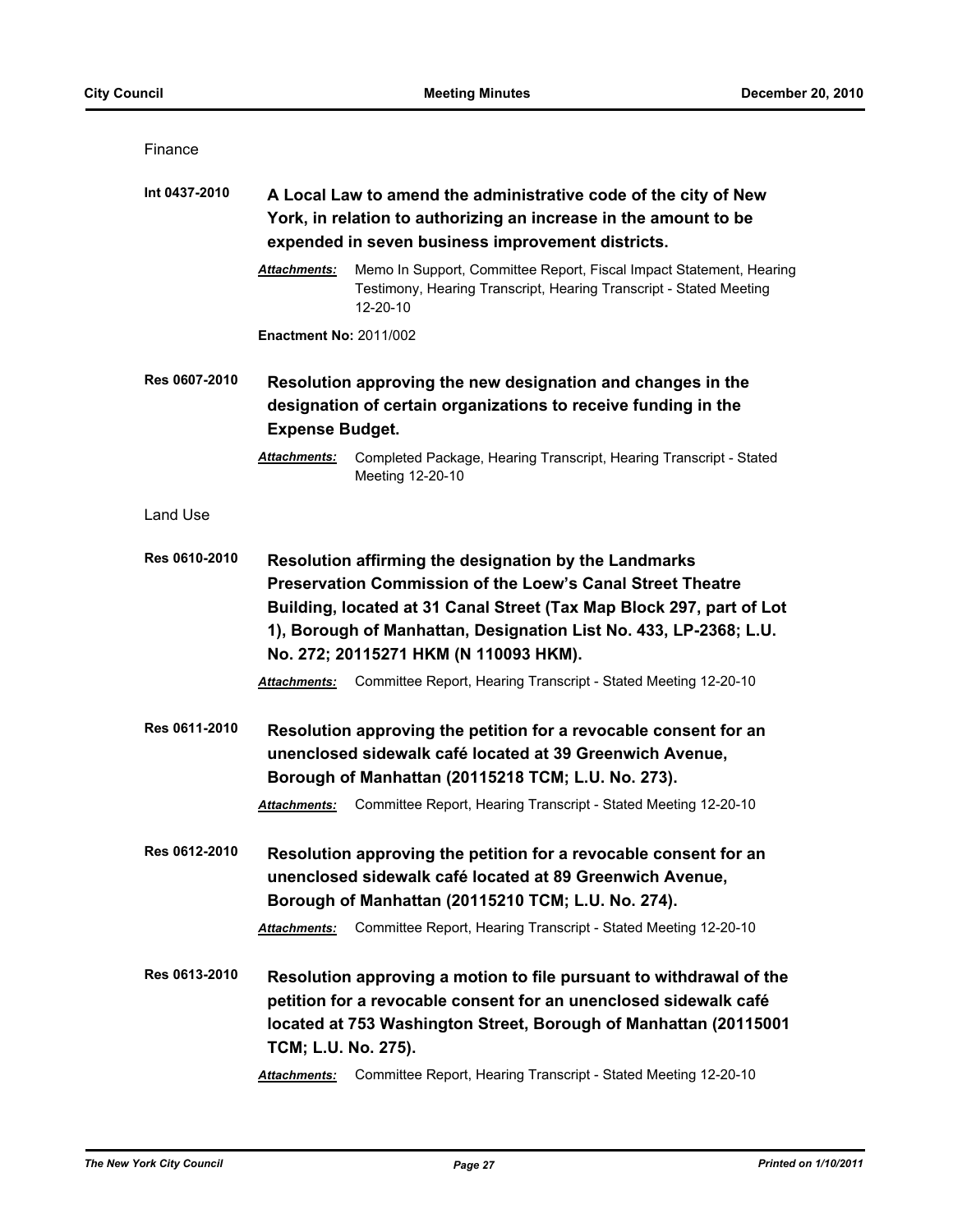Finance

**Int 0437-2010** **A Local Law to amend the administrative code of the city of New York, in relation to authorizing an increase in the amount to be expended in seven business improvement districts.**

***Attachments:*** Memo In Support, Committee Report, Fiscal Impact Statement, Hearing Testimony, Hearing Transcript, Hearing Transcript - Stated Meeting 12-20-10

**Enactment No:** 2011/002

**Res 0607-2010** **Resolution approving the new designation and changes in the designation of certain organizations to receive funding in the Expense Budget.**

***Attachments:*** Completed Package, Hearing Transcript, Hearing Transcript - Stated Meeting 12-20-10

Land Use

**Res 0610-2010** **Resolution affirming the designation by the Landmarks Preservation Commission of the Loew's Canal Street Theatre Building, located at 31 Canal Street (Tax Map Block 297, part of Lot 1), Borough of Manhattan, Designation List No. 433, LP-2368; L.U. No. 272; 20115271 HKM (N 110093 HKM).**

***Attachments:*** Committee Report, Hearing Transcript - Stated Meeting 12-20-10

**Res 0611-2010** **Resolution approving the petition for a revocable consent for an unenclosed sidewalk café located at 39 Greenwich Avenue, Borough of Manhattan (20115218 TCM; L.U. No. 273).**

***Attachments:*** Committee Report, Hearing Transcript - Stated Meeting 12-20-10

**Res 0612-2010** **Resolution approving the petition for a revocable consent for an unenclosed sidewalk café located at 89 Greenwich Avenue, Borough of Manhattan (20115210 TCM; L.U. No. 274).**

***Attachments:*** Committee Report, Hearing Transcript - Stated Meeting 12-20-10

**Res 0613-2010** **Resolution approving a motion to file pursuant to withdrawal of the petition for a revocable consent for an unenclosed sidewalk café located at 753 Washington Street, Borough of Manhattan (20115001 TCM; L.U. No. 275).**

***Attachments:*** Committee Report, Hearing Transcript - Stated Meeting 12-20-10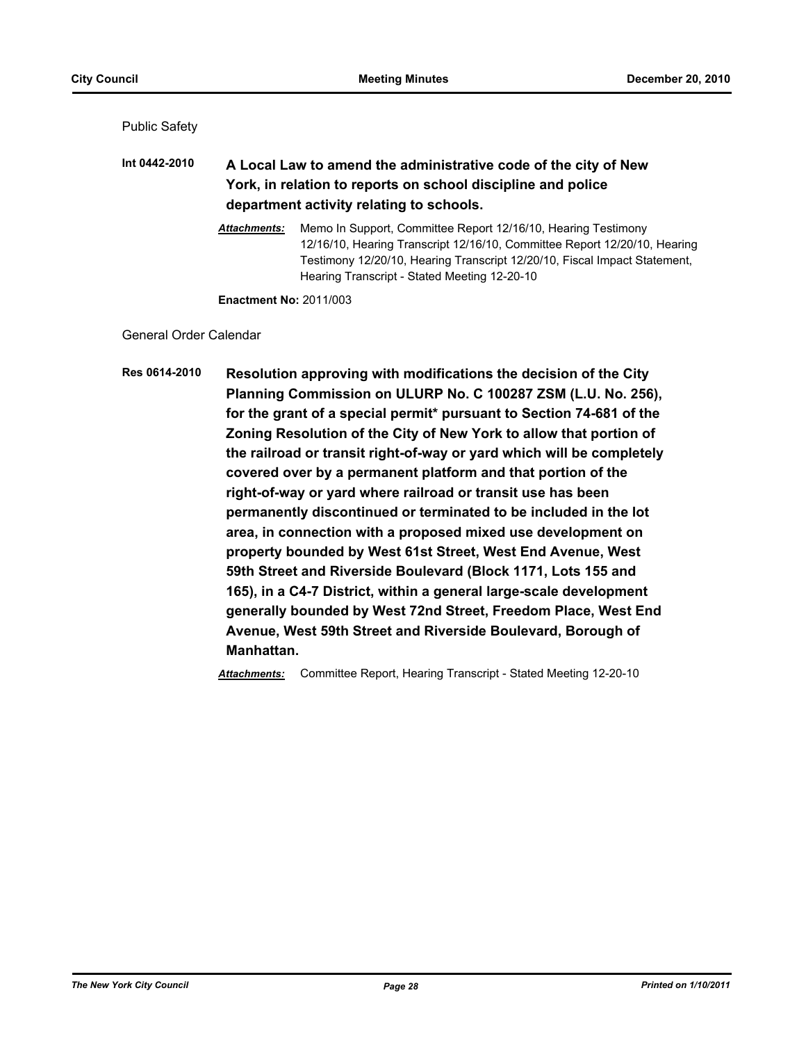Public Safety

**Int 0442-2010** **A Local Law to amend the administrative code of the city of New York, in relation to reports on school discipline and police department activity relating to schools.**

***Attachments:*** Memo In Support, Committee Report 12/16/10, Hearing Testimony 12/16/10, Hearing Transcript 12/16/10, Committee Report 12/20/10, Hearing Testimony 12/20/10, Hearing Transcript 12/20/10, Fiscal Impact Statement, Hearing Transcript - Stated Meeting 12-20-10

**Enactment No:** 2011/003

General Order Calendar

**Res 0614-2010** **Resolution approving with modifications the decision of the City Planning Commission on ULURP No. C 100287 ZSM (L.U. No. 256), for the grant of a special permit* pursuant to Section 74-681 of the Zoning Resolution of the City of New York to allow that portion of the railroad or transit right-of-way or yard which will be completely covered over by a permanent platform and that portion of the right-of-way or yard where railroad or transit use has been permanently discontinued or terminated to be included in the lot area, in connection with a proposed mixed use development on property bounded by West 61st Street, West End Avenue, West 59th Street and Riverside Boulevard (Block 1171, Lots 155 and 165), in a C4-7 District, within a general large-scale development generally bounded by West 72nd Street, Freedom Place, West End Avenue, West 59th Street and Riverside Boulevard, Borough of Manhattan.**

***Attachments:*** Committee Report, Hearing Transcript - Stated Meeting 12-20-10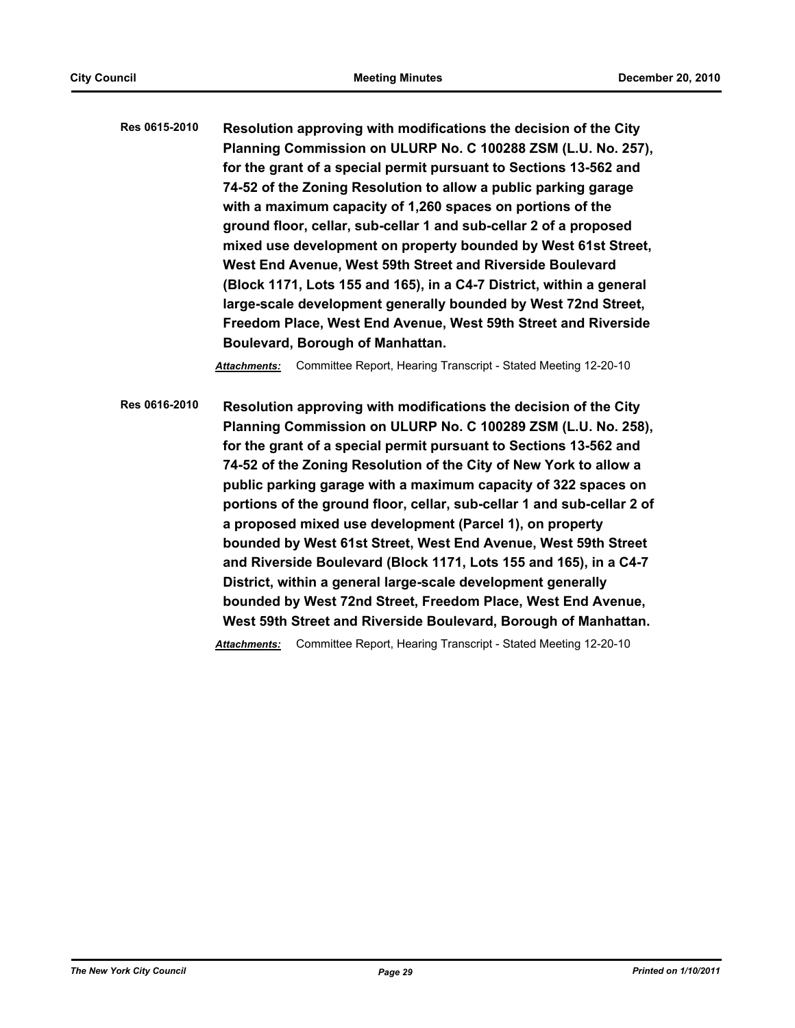**Res 0615-2010** **Resolution approving with modifications the decision of the City Planning Commission on ULURP No. C 100288 ZSM (L.U. No. 257), for the grant of a special permit pursuant to Sections 13-562 and 74-52 of the Zoning Resolution to allow a public parking garage with a maximum capacity of 1,260 spaces on portions of the ground floor, cellar, sub-cellar 1 and sub-cellar 2 of a proposed mixed use development on property bounded by West 61st Street, West End Avenue, West 59th Street and Riverside Boulevard (Block 1171, Lots 155 and 165), in a C4-7 District, within a general large-scale development generally bounded by West 72nd Street, Freedom Place, West End Avenue, West 59th Street and Riverside Boulevard, Borough of Manhattan.**

***Attachments:*** Committee Report, Hearing Transcript - Stated Meeting 12-20-10

**Res 0616-2010** **Resolution approving with modifications the decision of the City Planning Commission on ULURP No. C 100289 ZSM (L.U. No. 258), for the grant of a special permit pursuant to Sections 13-562 and 74-52 of the Zoning Resolution of the City of New York to allow a public parking garage with a maximum capacity of 322 spaces on portions of the ground floor, cellar, sub-cellar 1 and sub-cellar 2 of a proposed mixed use development (Parcel 1), on property bounded by West 61st Street, West End Avenue, West 59th Street and Riverside Boulevard (Block 1171, Lots 155 and 165), in a C4-7 District, within a general large-scale development generally bounded by West 72nd Street, Freedom Place, West End Avenue, West 59th Street and Riverside Boulevard, Borough of Manhattan.**

***Attachments:*** Committee Report, Hearing Transcript - Stated Meeting 12-20-10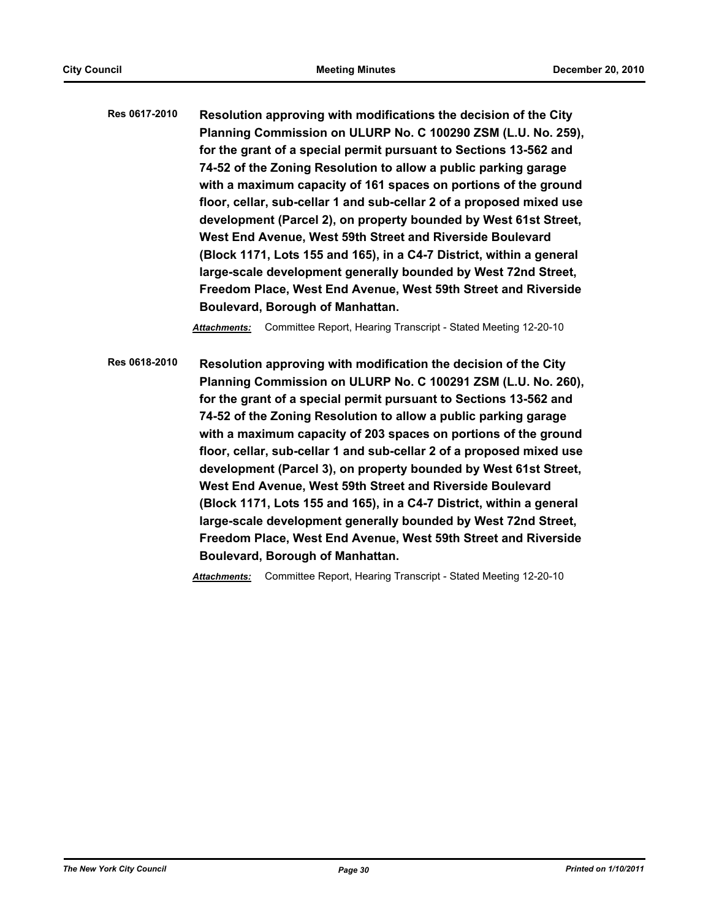**Res 0617-2010** **Resolution approving with modifications the decision of the City Planning Commission on ULURP No. C 100290 ZSM (L.U. No. 259), for the grant of a special permit pursuant to Sections 13-562 and 74-52 of the Zoning Resolution to allow a public parking garage with a maximum capacity of 161 spaces on portions of the ground floor, cellar, sub-cellar 1 and sub-cellar 2 of a proposed mixed use development (Parcel 2), on property bounded by West 61st Street, West End Avenue, West 59th Street and Riverside Boulevard (Block 1171, Lots 155 and 165), in a C4-7 District, within a general large-scale development generally bounded by West 72nd Street, Freedom Place, West End Avenue, West 59th Street and Riverside Boulevard, Borough of Manhattan.**

***Attachments:*** Committee Report, Hearing Transcript - Stated Meeting 12-20-10

**Res 0618-2010** **Resolution approving with modification the decision of the City Planning Commission on ULURP No. C 100291 ZSM (L.U. No. 260), for the grant of a special permit pursuant to Sections 13-562 and 74-52 of the Zoning Resolution to allow a public parking garage with a maximum capacity of 203 spaces on portions of the ground floor, cellar, sub-cellar 1 and sub-cellar 2 of a proposed mixed use development (Parcel 3), on property bounded by West 61st Street, West End Avenue, West 59th Street and Riverside Boulevard (Block 1171, Lots 155 and 165), in a C4-7 District, within a general large-scale development generally bounded by West 72nd Street, Freedom Place, West End Avenue, West 59th Street and Riverside Boulevard, Borough of Manhattan.**

***Attachments:*** Committee Report, Hearing Transcript - Stated Meeting 12-20-10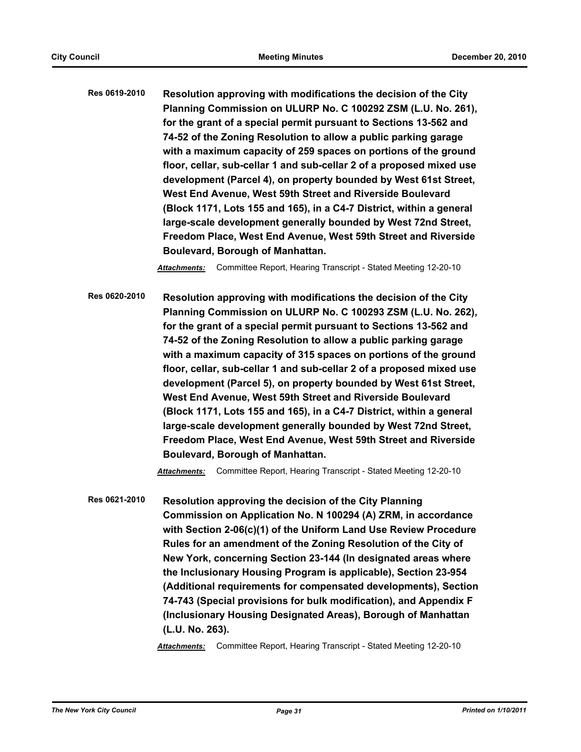**Res 0619-2010** **Resolution approving with modifications the decision of the City Planning Commission on ULURP No. C 100292 ZSM (L.U. No. 261), for the grant of a special permit pursuant to Sections 13-562 and 74-52 of the Zoning Resolution to allow a public parking garage with a maximum capacity of 259 spaces on portions of the ground floor, cellar, sub-cellar 1 and sub-cellar 2 of a proposed mixed use development (Parcel 4), on property bounded by West 61st Street, West End Avenue, West 59th Street and Riverside Boulevard (Block 1171, Lots 155 and 165), in a C4-7 District, within a general large-scale development generally bounded by West 72nd Street, Freedom Place, West End Avenue, West 59th Street and Riverside Boulevard, Borough of Manhattan.**

***Attachments:*** Committee Report, Hearing Transcript - Stated Meeting 12-20-10

**Res 0620-2010** **Resolution approving with modifications the decision of the City Planning Commission on ULURP No. C 100293 ZSM (L.U. No. 262), for the grant of a special permit pursuant to Sections 13-562 and 74-52 of the Zoning Resolution to allow a public parking garage with a maximum capacity of 315 spaces on portions of the ground floor, cellar, sub-cellar 1 and sub-cellar 2 of a proposed mixed use development (Parcel 5), on property bounded by West 61st Street, West End Avenue, West 59th Street and Riverside Boulevard (Block 1171, Lots 155 and 165), in a C4-7 District, within a general large-scale development generally bounded by West 72nd Street, Freedom Place, West End Avenue, West 59th Street and Riverside Boulevard, Borough of Manhattan.**

***Attachments:*** Committee Report, Hearing Transcript - Stated Meeting 12-20-10

**Res 0621-2010** **Resolution approving the decision of the City Planning Commission on Application No. N 100294 (A) ZRM, in accordance with Section 2-06(c)(1) of the Uniform Land Use Review Procedure Rules for an amendment of the Zoning Resolution of the City of New York, concerning Section 23-144 (In designated areas where the Inclusionary Housing Program is applicable), Section 23-954 (Additional requirements for compensated developments), Section 74-743 (Special provisions for bulk modification), and Appendix F (Inclusionary Housing Designated Areas), Borough of Manhattan (L.U. No. 263).**

***Attachments:*** Committee Report, Hearing Transcript - Stated Meeting 12-20-10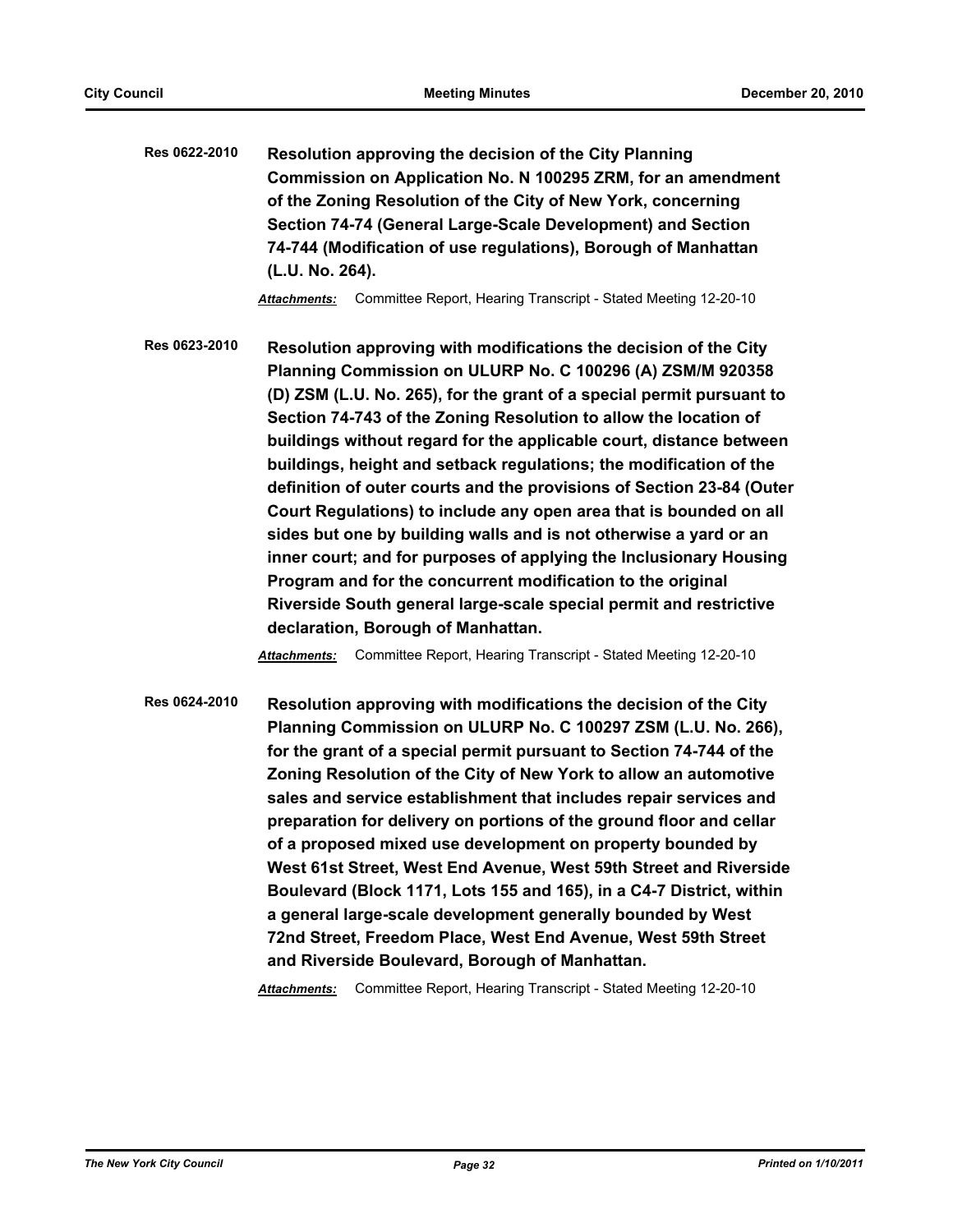**Res 0622-2010** **Resolution approving the decision of the City Planning Commission on Application No. N 100295 ZRM, for an amendment of the Zoning Resolution of the City of New York, concerning Section 74-74 (General Large-Scale Development) and Section 74-744 (Modification of use regulations), Borough of Manhattan (L.U. No. 264).**

***Attachments:*** Committee Report, Hearing Transcript - Stated Meeting 12-20-10

**Res 0623-2010** **Resolution approving with modifications the decision of the City Planning Commission on ULURP No. C 100296 (A) ZSM/M 920358 (D) ZSM (L.U. No. 265), for the grant of a special permit pursuant to Section 74-743 of the Zoning Resolution to allow the location of buildings without regard for the applicable court, distance between buildings, height and setback regulations; the modification of the definition of outer courts and the provisions of Section 23-84 (Outer Court Regulations) to include any open area that is bounded on all sides but one by building walls and is not otherwise a yard or an inner court; and for purposes of applying the Inclusionary Housing Program and for the concurrent modification to the original Riverside South general large-scale special permit and restrictive declaration, Borough of Manhattan.**

***Attachments:*** Committee Report, Hearing Transcript - Stated Meeting 12-20-10

**Res 0624-2010** **Resolution approving with modifications the decision of the City Planning Commission on ULURP No. C 100297 ZSM (L.U. No. 266), for the grant of a special permit pursuant to Section 74-744 of the Zoning Resolution of the City of New York to allow an automotive sales and service establishment that includes repair services and preparation for delivery on portions of the ground floor and cellar of a proposed mixed use development on property bounded by West 61st Street, West End Avenue, West 59th Street and Riverside Boulevard (Block 1171, Lots 155 and 165), in a C4-7 District, within a general large-scale development generally bounded by West 72nd Street, Freedom Place, West End Avenue, West 59th Street and Riverside Boulevard, Borough of Manhattan.**

***Attachments:*** Committee Report, Hearing Transcript - Stated Meeting 12-20-10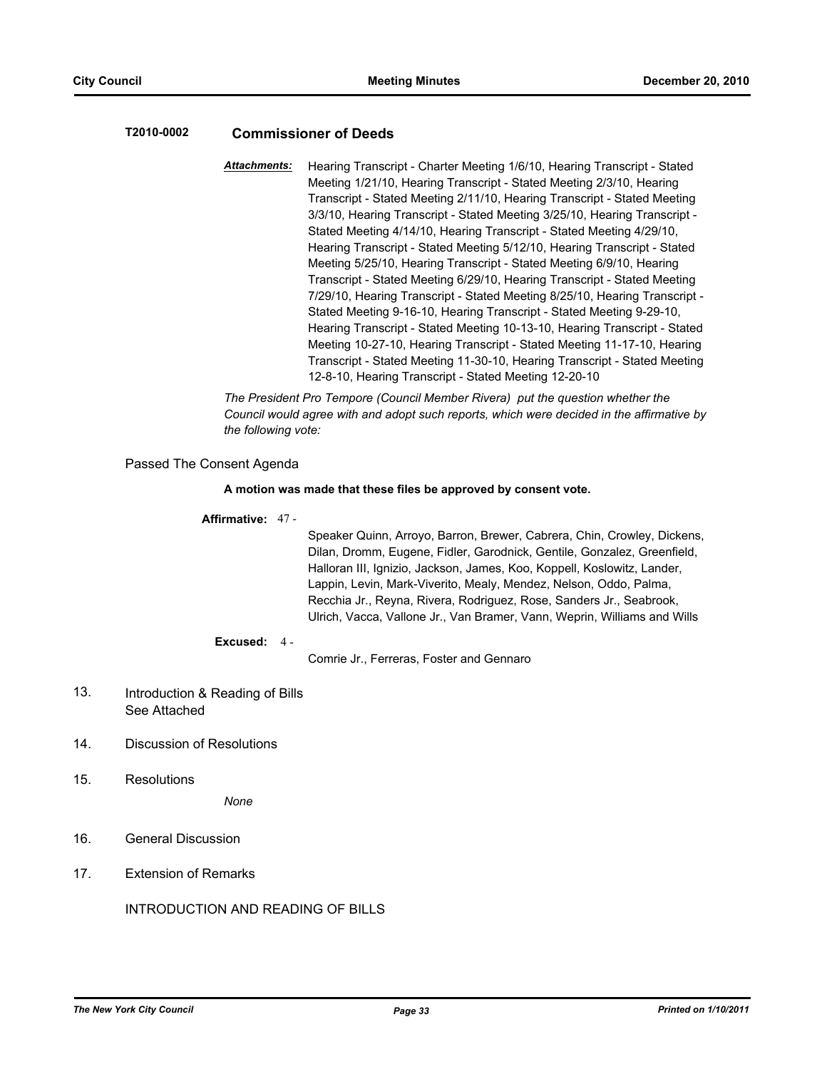### T2010-0002 Commissioner of Deeds

***Attachments:*** Hearing Transcript - Charter Meeting 1/6/10, Hearing Transcript - Stated Meeting 1/21/10, Hearing Transcript - Stated Meeting 2/3/10, Hearing Transcript - Stated Meeting 2/11/10, Hearing Transcript - Stated Meeting 3/3/10, Hearing Transcript - Stated Meeting 3/25/10, Hearing Transcript - Stated Meeting 4/14/10, Hearing Transcript - Stated Meeting 4/29/10, Hearing Transcript - Stated Meeting 5/12/10, Hearing Transcript - Stated Meeting 5/25/10, Hearing Transcript - Stated Meeting 6/9/10, Hearing Transcript - Stated Meeting 6/29/10, Hearing Transcript - Stated Meeting 7/29/10, Hearing Transcript - Stated Meeting 8/25/10, Hearing Transcript - Stated Meeting 9-16-10, Hearing Transcript - Stated Meeting 9-29-10, Hearing Transcript - Stated Meeting 10-13-10, Hearing Transcript - Stated Meeting 10-27-10, Hearing Transcript - Stated Meeting 11-17-10, Hearing Transcript - Stated Meeting 11-30-10, Hearing Transcript - Stated Meeting 12-8-10, Hearing Transcript - Stated Meeting 12-20-10

*The President Pro Tempore (Council Member Rivera) put the question whether the Council would agree with and adopt such reports, which were decided in the affirmative by the following vote:*

Passed The Consent Agenda

**A motion was made that these files be approved by consent vote.**

**Affirmative:** 47 - Speaker Quinn, Arroyo, Barron, Brewer, Cabrera, Chin, Crowley, Dickens, Dilan, Dromm, Eugene, Fidler, Garodnick, Gentile, Gonzalez, Greenfield, Halloran III, Ignizio, Jackson, James, Koo, Koppell, Koslowitz, Lander, Lappin, Levin, Mark-Viverito, Mealy, Mendez, Nelson, Oddo, Palma, Recchia Jr., Reyna, Rivera, Rodriguez, Rose, Sanders Jr., Seabrook, Ulrich, Vacca, Vallone Jr., Van Bramer, Vann, Weprin, Williams and Wills

**Excused:** 4 - Comrie Jr., Ferreras, Foster and Gennaro

13. Introduction & Reading of Bills
    See Attached

14. Discussion of Resolutions

15. Resolutions

    *None*

16. General Discussion

17. Extension of Remarks

INTRODUCTION AND READING OF BILLS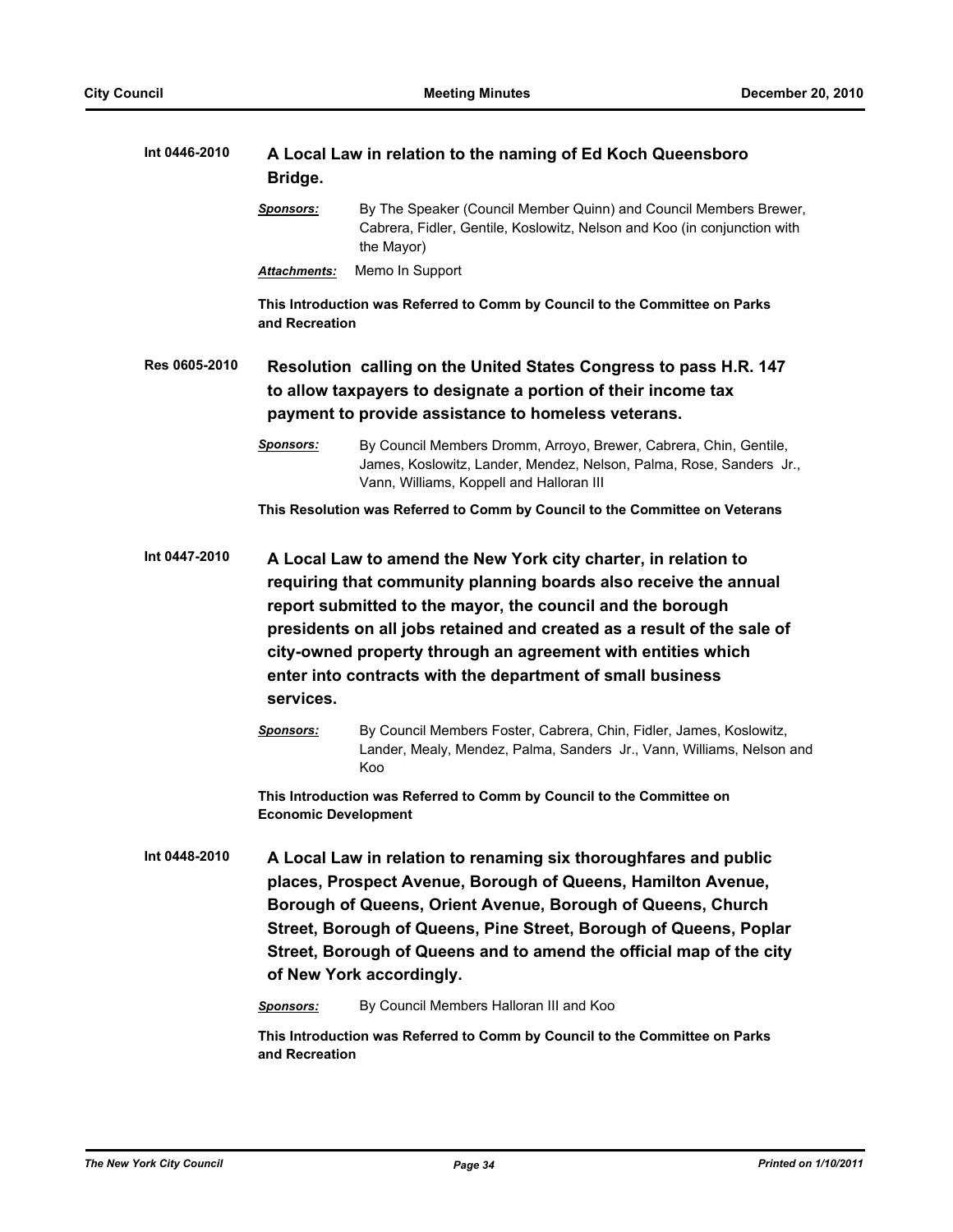**Int 0446-2010** **A Local Law in relation to the naming of Ed Koch Queensboro Bridge.**

***Sponsors:*** By The Speaker (Council Member Quinn) and Council Members Brewer, Cabrera, Fidler, Gentile, Koslowitz, Nelson and Koo (in conjunction with the Mayor)

***Attachments:*** Memo In Support

**This Introduction was Referred to Comm by Council to the Committee on Parks and Recreation**

**Res 0605-2010** **Resolution calling on the United States Congress to pass H.R. 147 to allow taxpayers to designate a portion of their income tax payment to provide assistance to homeless veterans.**

***Sponsors:*** By Council Members Dromm, Arroyo, Brewer, Cabrera, Chin, Gentile, James, Koslowitz, Lander, Mendez, Nelson, Palma, Rose, Sanders Jr., Vann, Williams, Koppell and Halloran III

**This Resolution was Referred to Comm by Council to the Committee on Veterans**

**Int 0447-2010** **A Local Law to amend the New York city charter, in relation to requiring that community planning boards also receive the annual report submitted to the mayor, the council and the borough presidents on all jobs retained and created as a result of the sale of city-owned property through an agreement with entities which enter into contracts with the department of small business services.**

***Sponsors:*** By Council Members Foster, Cabrera, Chin, Fidler, James, Koslowitz, Lander, Mealy, Mendez, Palma, Sanders Jr., Vann, Williams, Nelson and Koo

**This Introduction was Referred to Comm by Council to the Committee on Economic Development**

**Int 0448-2010** **A Local Law in relation to renaming six thoroughfares and public places, Prospect Avenue, Borough of Queens, Hamilton Avenue, Borough of Queens, Orient Avenue, Borough of Queens, Church Street, Borough of Queens, Pine Street, Borough of Queens, Poplar Street, Borough of Queens and to amend the official map of the city of New York accordingly.**

***Sponsors:*** By Council Members Halloran III and Koo

**This Introduction was Referred to Comm by Council to the Committee on Parks and Recreation**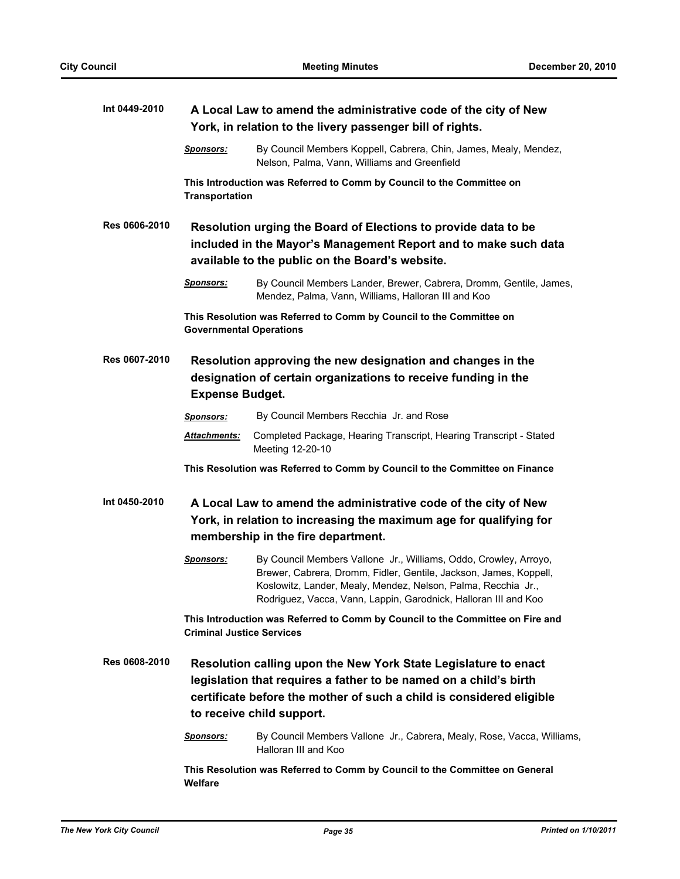**Int 0449-2010** **A Local Law to amend the administrative code of the city of New York, in relation to the livery passenger bill of rights.**

***Sponsors:*** By Council Members Koppell, Cabrera, Chin, James, Mealy, Mendez, Nelson, Palma, Vann, Williams and Greenfield

**This Introduction was Referred to Comm by Council to the Committee on Transportation**

**Res 0606-2010** **Resolution urging the Board of Elections to provide data to be included in the Mayor's Management Report and to make such data available to the public on the Board's website.**

***Sponsors:*** By Council Members Lander, Brewer, Cabrera, Dromm, Gentile, James, Mendez, Palma, Vann, Williams, Halloran III and Koo

**This Resolution was Referred to Comm by Council to the Committee on Governmental Operations**

**Res 0607-2010** **Resolution approving the new designation and changes in the designation of certain organizations to receive funding in the Expense Budget.**

***Sponsors:*** By Council Members Recchia Jr. and Rose

***Attachments:*** Completed Package, Hearing Transcript, Hearing Transcript - Stated Meeting 12-20-10

**This Resolution was Referred to Comm by Council to the Committee on Finance**

**Int 0450-2010** **A Local Law to amend the administrative code of the city of New York, in relation to increasing the maximum age for qualifying for membership in the fire department.**

***Sponsors:*** By Council Members Vallone Jr., Williams, Oddo, Crowley, Arroyo, Brewer, Cabrera, Dromm, Fidler, Gentile, Jackson, James, Koppell, Koslowitz, Lander, Mealy, Mendez, Nelson, Palma, Recchia Jr., Rodriguez, Vacca, Vann, Lappin, Garodnick, Halloran III and Koo

**This Introduction was Referred to Comm by Council to the Committee on Fire and Criminal Justice Services**

**Res 0608-2010** **Resolution calling upon the New York State Legislature to enact legislation that requires a father to be named on a child's birth certificate before the mother of such a child is considered eligible to receive child support.**

***Sponsors:*** By Council Members Vallone Jr., Cabrera, Mealy, Rose, Vacca, Williams, Halloran III and Koo

**This Resolution was Referred to Comm by Council to the Committee on General Welfare**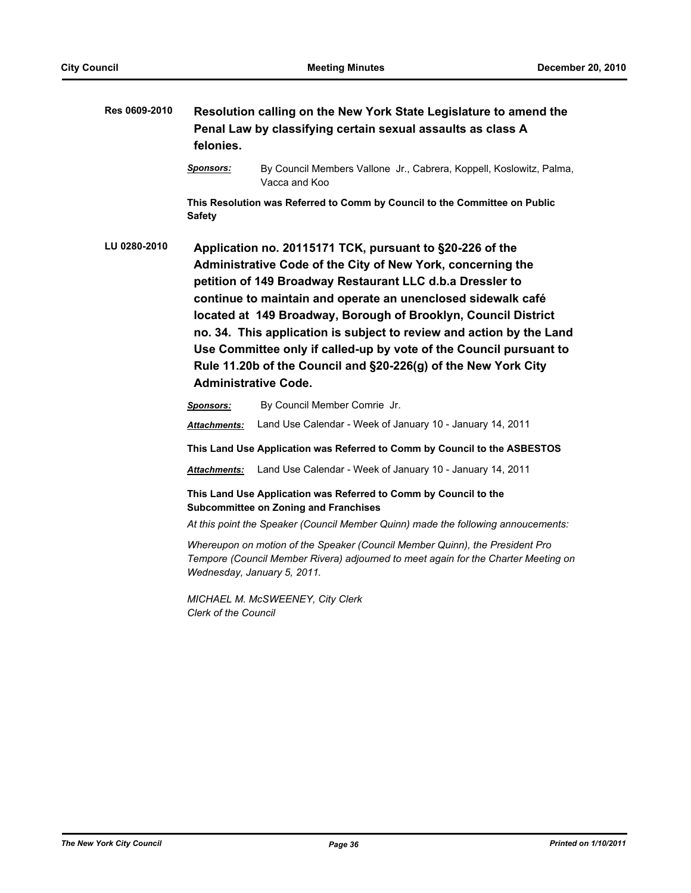**Res 0609-2010** **Resolution calling on the New York State Legislature to amend the Penal Law by classifying certain sexual assaults as class A felonies.**

***Sponsors:*** By Council Members Vallone Jr., Cabrera, Koppell, Koslowitz, Palma, Vacca and Koo

**This Resolution was Referred to Comm by Council to the Committee on Public Safety**

**LU 0280-2010** **Application no. 20115171 TCK, pursuant to §20-226 of the Administrative Code of the City of New York, concerning the petition of 149 Broadway Restaurant LLC d.b.a Dressler to continue to maintain and operate an unenclosed sidewalk café located at 149 Broadway, Borough of Brooklyn, Council District no. 34. This application is subject to review and action by the Land Use Committee only if called-up by vote of the Council pursuant to Rule 11.20b of the Council and §20-226(g) of the New York City Administrative Code.**

***Sponsors:*** By Council Member Comrie Jr.

***Attachments:*** Land Use Calendar - Week of January 10 - January 14, 2011

**This Land Use Application was Referred to Comm by Council to the ASBESTOS**

***Attachments:*** Land Use Calendar - Week of January 10 - January 14, 2011

**This Land Use Application was Referred to Comm by Council to the Subcommittee on Zoning and Franchises**

*At this point the Speaker (Council Member Quinn) made the following annoucements:*

*Whereupon on motion of the Speaker (Council Member Quinn), the President Pro Tempore (Council Member Rivera) adjourned to meet again for the Charter Meeting on Wednesday, January 5, 2011.*

*MICHAEL M. McSWEENEY, City Clerk*
*Clerk of the Council*